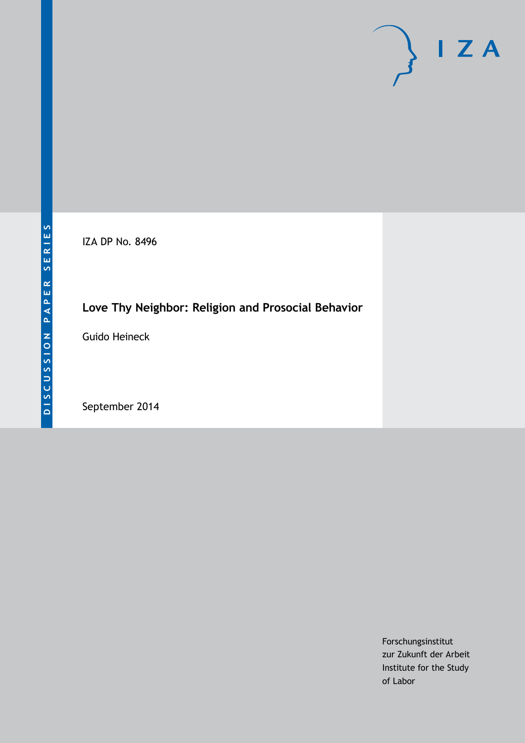DISCUSSION PAPER SERIES

IZA

IZA DP No. 8496

# Love Thy Neighbor: Religion and Prosocial Behavior

Guido Heineck

September 2014

Forschungsinstitut
zur Zukunft der Arbeit
Institute for the Study
of Labor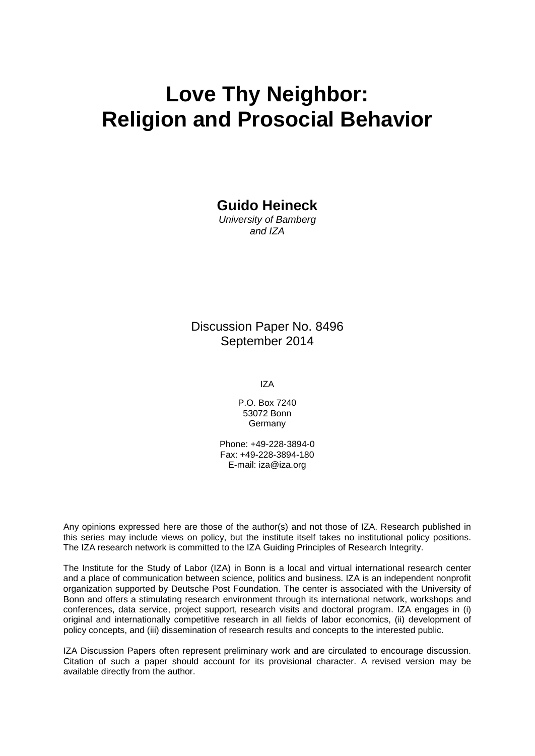# Love Thy Neighbor: Religion and Prosocial Behavior

**Guido Heineck**
*University of Bamberg and IZA*

Discussion Paper No. 8496
September 2014

IZA

P.O. Box 7240
53072 Bonn
Germany

Phone: +49-228-3894-0
Fax: +49-228-3894-180
E-mail: iza@iza.org

Any opinions expressed here are those of the author(s) and not those of IZA. Research published in this series may include views on policy, but the institute itself takes no institutional policy positions. The IZA research network is committed to the IZA Guiding Principles of Research Integrity.

The Institute for the Study of Labor (IZA) in Bonn is a local and virtual international research center and a place of communication between science, politics and business. IZA is an independent nonprofit organization supported by Deutsche Post Foundation. The center is associated with the University of Bonn and offers a stimulating research environment through its international network, workshops and conferences, data service, project support, research visits and doctoral program. IZA engages in (i) original and internationally competitive research in all fields of labor economics, (ii) development of policy concepts, and (iii) dissemination of research results and concepts to the interested public.

IZA Discussion Papers often represent preliminary work and are circulated to encourage discussion. Citation of such a paper should account for its provisional character. A revised version may be available directly from the author.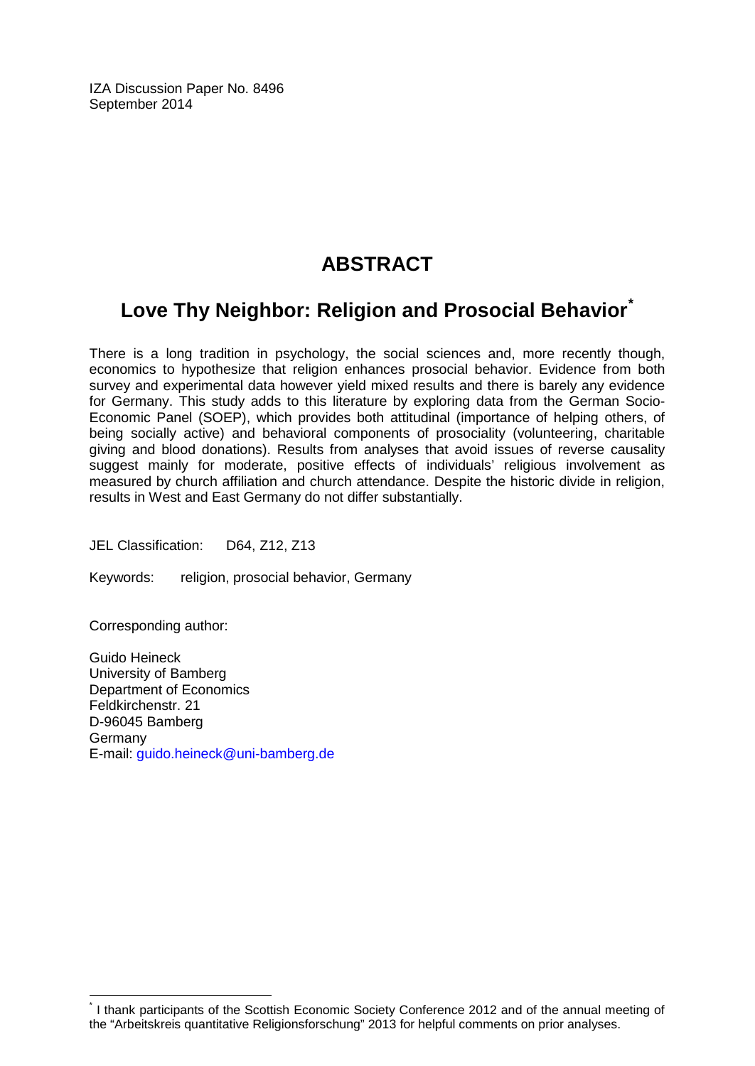IZA Discussion Paper No. 8496
September 2014

# ABSTRACT

## Love Thy Neighbor: Religion and Prosocial Behavior*

There is a long tradition in psychology, the social sciences and, more recently though, economics to hypothesize that religion enhances prosocial behavior. Evidence from both survey and experimental data however yield mixed results and there is barely any evidence for Germany. This study adds to this literature by exploring data from the German Socio-Economic Panel (SOEP), which provides both attitudinal (importance of helping others, of being socially active) and behavioral components of prosociality (volunteering, charitable giving and blood donations). Results from analyses that avoid issues of reverse causality suggest mainly for moderate, positive effects of individuals' religious involvement as measured by church affiliation and church attendance. Despite the historic divide in religion, results in West and East Germany do not differ substantially.

JEL Classification: D64, Z12, Z13

Keywords: religion, prosocial behavior, Germany

Corresponding author:

Guido Heineck
University of Bamberg
Department of Economics
Feldkirchenstr. 21
D-96045 Bamberg
Germany
E-mail: guido.heineck@uni-bamberg.de

---

* I thank participants of the Scottish Economic Society Conference 2012 and of the annual meeting of the "Arbeitskreis quantitative Religionsforschung" 2013 for helpful comments on prior analyses.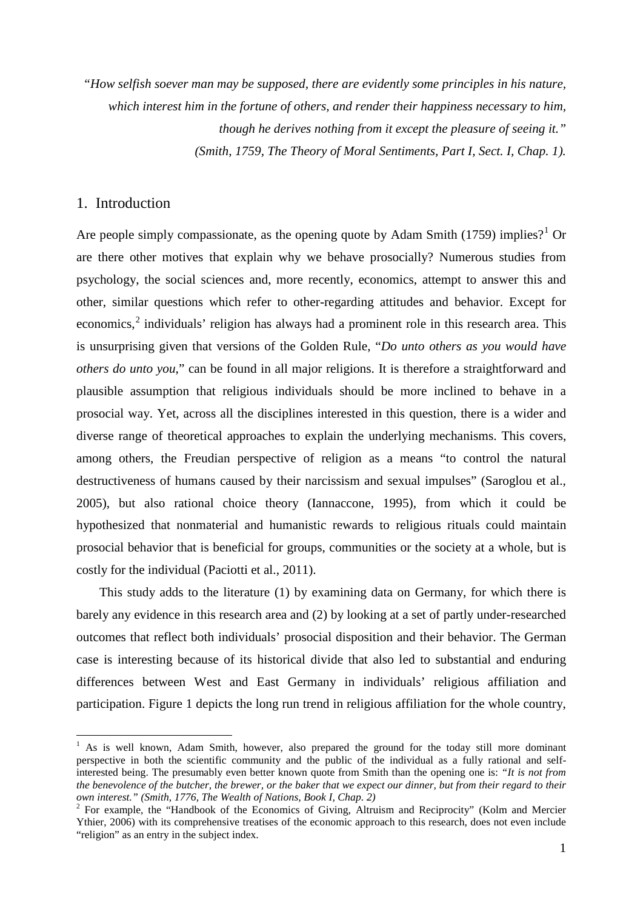*"How selfish soever man may be supposed, there are evidently some principles in his nature, which interest him in the fortune of others, and render their happiness necessary to him, though he derives nothing from it except the pleasure of seeing it."*
*(Smith, 1759, The Theory of Moral Sentiments, Part I, Sect. I, Chap. 1).*

## 1. Introduction

Are people simply compassionate, as the opening quote by Adam Smith (1759) implies?[1] Or are there other motives that explain why we behave prosocially? Numerous studies from psychology, the social sciences and, more recently, economics, attempt to answer this and other, similar questions which refer to other-regarding attitudes and behavior. Except for economics,[2] individuals' religion has always had a prominent role in this research area. This is unsurprising given that versions of the Golden Rule, "*Do unto others as you would have others do unto you*," can be found in all major religions. It is therefore a straightforward and plausible assumption that religious individuals should be more inclined to behave in a prosocial way. Yet, across all the disciplines interested in this question, there is a wider and diverse range of theoretical approaches to explain the underlying mechanisms. This covers, among others, the Freudian perspective of religion as a means "to control the natural destructiveness of humans caused by their narcissism and sexual impulses" (Saroglou et al., 2005), but also rational choice theory (Iannaccone, 1995), from which it could be hypothesized that nonmaterial and humanistic rewards to religious rituals could maintain prosocial behavior that is beneficial for groups, communities or the society at a whole, but is costly for the individual (Paciotti et al., 2011).

This study adds to the literature (1) by examining data on Germany, for which there is barely any evidence in this research area and (2) by looking at a set of partly under-researched outcomes that reflect both individuals' prosocial disposition and their behavior. The German case is interesting because of its historical divide that also led to substantial and enduring differences between West and East Germany in individuals' religious affiliation and participation. Figure 1 depicts the long run trend in religious affiliation for the whole country,

---

[1] As is well known, Adam Smith, however, also prepared the ground for the today still more dominant perspective in both the scientific community and the public of the individual as a fully rational and self-interested being. The presumably even better known quote from Smith than the opening one is: *"It is not from the benevolence of the butcher, the brewer, or the baker that we expect our dinner, but from their regard to their own interest." (Smith, 1776, The Wealth of Nations, Book I, Chap. 2)*

[2] For example, the "Handbook of the Economics of Giving, Altruism and Reciprocity" (Kolm and Mercier Ythier, 2006) with its comprehensive treatises of the economic approach to this research, does not even include "religion" as an entry in the subject index.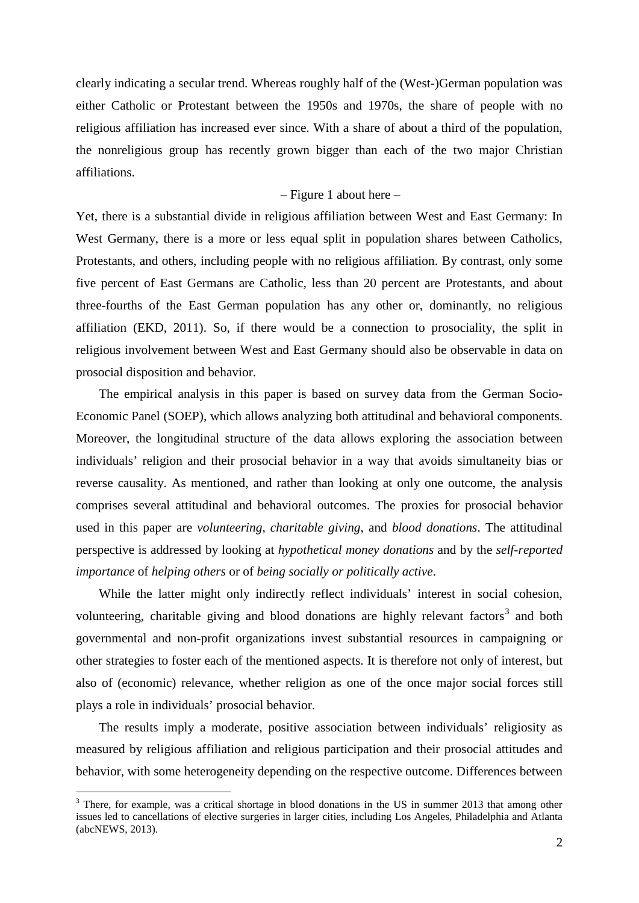clearly indicating a secular trend. Whereas roughly half of the (West-)German population was either Catholic or Protestant between the 1950s and 1970s, the share of people with no religious affiliation has increased ever since. With a share of about a third of the population, the nonreligious group has recently grown bigger than each of the two major Christian affiliations.

– Figure 1 about here –

Yet, there is a substantial divide in religious affiliation between West and East Germany: In West Germany, there is a more or less equal split in population shares between Catholics, Protestants, and others, including people with no religious affiliation. By contrast, only some five percent of East Germans are Catholic, less than 20 percent are Protestants, and about three-fourths of the East German population has any other or, dominantly, no religious affiliation (EKD, 2011). So, if there would be a connection to prosociality, the split in religious involvement between West and East Germany should also be observable in data on prosocial disposition and behavior.

The empirical analysis in this paper is based on survey data from the German Socio-Economic Panel (SOEP), which allows analyzing both attitudinal and behavioral components. Moreover, the longitudinal structure of the data allows exploring the association between individuals' religion and their prosocial behavior in a way that avoids simultaneity bias or reverse causality. As mentioned, and rather than looking at only one outcome, the analysis comprises several attitudinal and behavioral outcomes. The proxies for prosocial behavior used in this paper are *volunteering*, *charitable giving*, and *blood donations*. The attitudinal perspective is addressed by looking at *hypothetical money donations* and by the *self-reported importance* of *helping others* or of *being socially or politically active*.

While the latter might only indirectly reflect individuals' interest in social cohesion, volunteering, charitable giving and blood donations are highly relevant factors[3] and both governmental and non-profit organizations invest substantial resources in campaigning or other strategies to foster each of the mentioned aspects. It is therefore not only of interest, but also of (economic) relevance, whether religion as one of the once major social forces still plays a role in individuals' prosocial behavior.

The results imply a moderate, positive association between individuals' religiosity as measured by religious affiliation and religious participation and their prosocial attitudes and behavior, with some heterogeneity depending on the respective outcome. Differences between

[3] There, for example, was a critical shortage in blood donations in the US in summer 2013 that among other issues led to cancellations of elective surgeries in larger cities, including Los Angeles, Philadelphia and Atlanta (abcNEWS, 2013).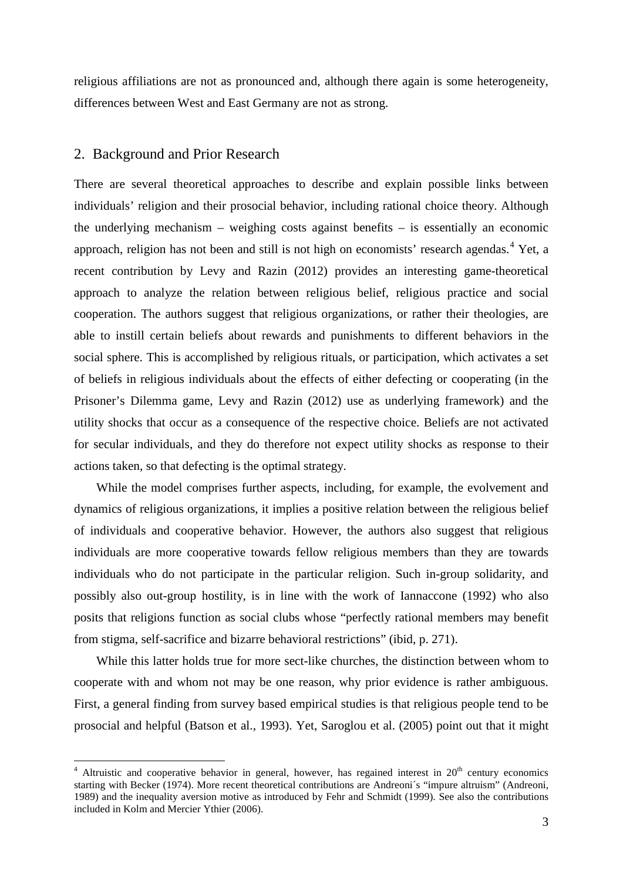religious affiliations are not as pronounced and, although there again is some heterogeneity, differences between West and East Germany are not as strong.

## 2. Background and Prior Research

There are several theoretical approaches to describe and explain possible links between individuals' religion and their prosocial behavior, including rational choice theory. Although the underlying mechanism – weighing costs against benefits – is essentially an economic approach, religion has not been and still is not high on economists' research agendas.[4] Yet, a recent contribution by Levy and Razin (2012) provides an interesting game-theoretical approach to analyze the relation between religious belief, religious practice and social cooperation. The authors suggest that religious organizations, or rather their theologies, are able to instill certain beliefs about rewards and punishments to different behaviors in the social sphere. This is accomplished by religious rituals, or participation, which activates a set of beliefs in religious individuals about the effects of either defecting or cooperating (in the Prisoner's Dilemma game, Levy and Razin (2012) use as underlying framework) and the utility shocks that occur as a consequence of the respective choice. Beliefs are not activated for secular individuals, and they do therefore not expect utility shocks as response to their actions taken, so that defecting is the optimal strategy.

While the model comprises further aspects, including, for example, the evolvement and dynamics of religious organizations, it implies a positive relation between the religious belief of individuals and cooperative behavior. However, the authors also suggest that religious individuals are more cooperative towards fellow religious members than they are towards individuals who do not participate in the particular religion. Such in-group solidarity, and possibly also out-group hostility, is in line with the work of Iannaccone (1992) who also posits that religions function as social clubs whose "perfectly rational members may benefit from stigma, self-sacrifice and bizarre behavioral restrictions" (ibid, p. 271).

While this latter holds true for more sect-like churches, the distinction between whom to cooperate with and whom not may be one reason, why prior evidence is rather ambiguous. First, a general finding from survey based empirical studies is that religious people tend to be prosocial and helpful (Batson et al., 1993). Yet, Saroglou et al. (2005) point out that it might

[4] Altruistic and cooperative behavior in general, however, has regained interest in 20th century economics starting with Becker (1974). More recent theoretical contributions are Andreoni´s "impure altruism" (Andreoni, 1989) and the inequality aversion motive as introduced by Fehr and Schmidt (1999). See also the contributions included in Kolm and Mercier Ythier (2006).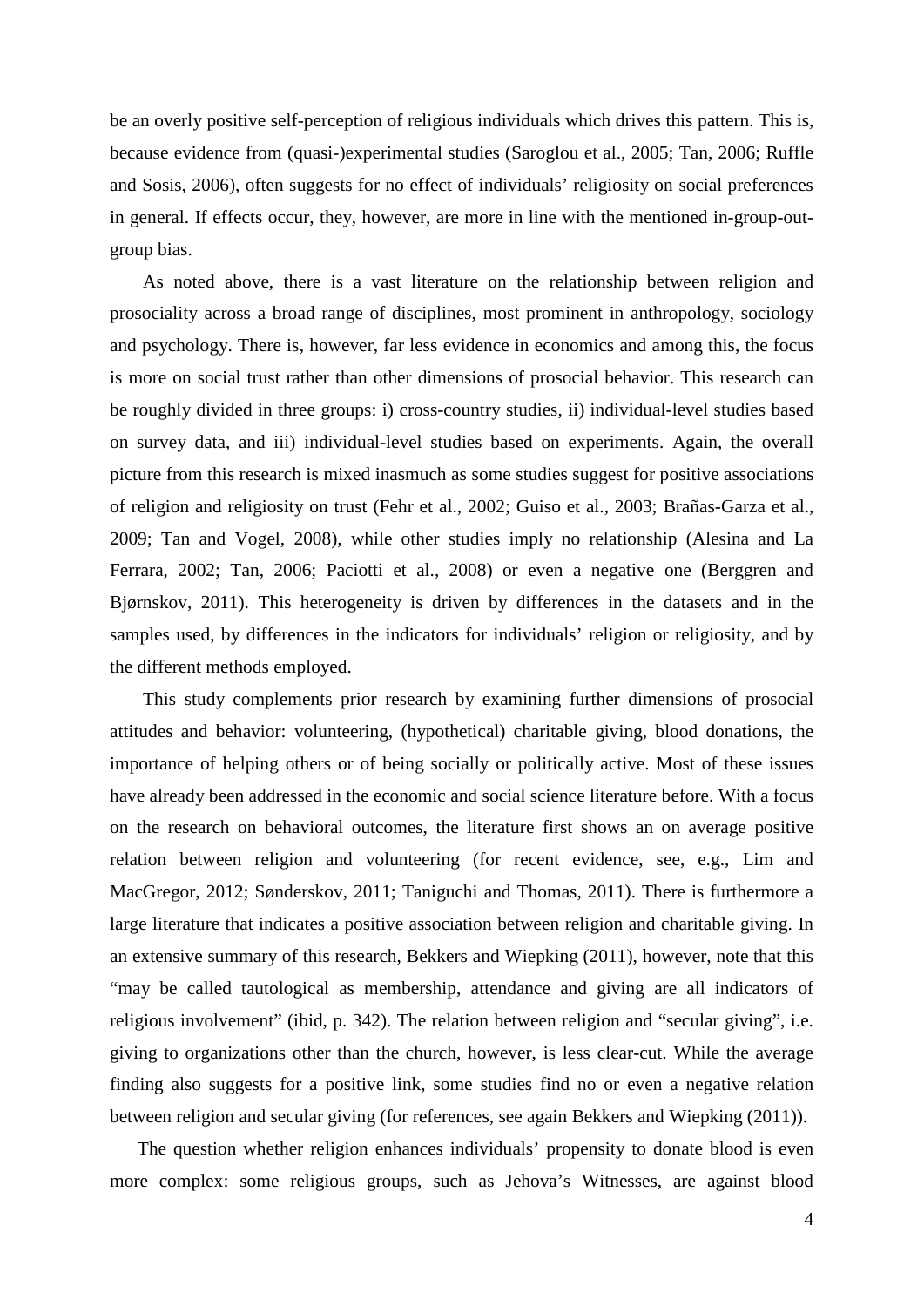be an overly positive self-perception of religious individuals which drives this pattern. This is, because evidence from (quasi-)experimental studies (Saroglou et al., 2005; Tan, 2006; Ruffle and Sosis, 2006), often suggests for no effect of individuals' religiosity on social preferences in general. If effects occur, they, however, are more in line with the mentioned in-group-out-group bias.

As noted above, there is a vast literature on the relationship between religion and prosociality across a broad range of disciplines, most prominent in anthropology, sociology and psychology. There is, however, far less evidence in economics and among this, the focus is more on social trust rather than other dimensions of prosocial behavior. This research can be roughly divided in three groups: i) cross-country studies, ii) individual-level studies based on survey data, and iii) individual-level studies based on experiments. Again, the overall picture from this research is mixed inasmuch as some studies suggest for positive associations of religion and religiosity on trust (Fehr et al., 2002; Guiso et al., 2003; Brañas-Garza et al., 2009; Tan and Vogel, 2008), while other studies imply no relationship (Alesina and La Ferrara, 2002; Tan, 2006; Paciotti et al., 2008) or even a negative one (Berggren and Bjørnskov, 2011). This heterogeneity is driven by differences in the datasets and in the samples used, by differences in the indicators for individuals' religion or religiosity, and by the different methods employed.

This study complements prior research by examining further dimensions of prosocial attitudes and behavior: volunteering, (hypothetical) charitable giving, blood donations, the importance of helping others or of being socially or politically active. Most of these issues have already been addressed in the economic and social science literature before. With a focus on the research on behavioral outcomes, the literature first shows an on average positive relation between religion and volunteering (for recent evidence, see, e.g., Lim and MacGregor, 2012; Sønderskov, 2011; Taniguchi and Thomas, 2011). There is furthermore a large literature that indicates a positive association between religion and charitable giving. In an extensive summary of this research, Bekkers and Wiepking (2011), however, note that this "may be called tautological as membership, attendance and giving are all indicators of religious involvement" (ibid, p. 342). The relation between religion and "secular giving", i.e. giving to organizations other than the church, however, is less clear-cut. While the average finding also suggests for a positive link, some studies find no or even a negative relation between religion and secular giving (for references, see again Bekkers and Wiepking (2011)).

The question whether religion enhances individuals' propensity to donate blood is even more complex: some religious groups, such as Jehova's Witnesses, are against blood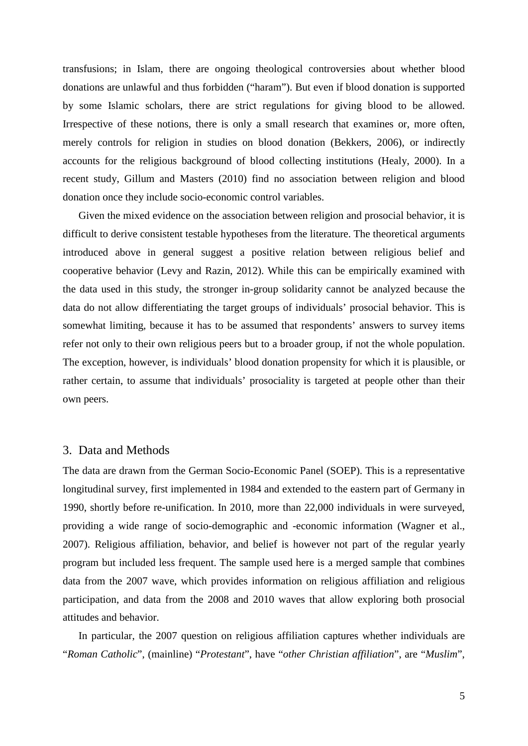transfusions; in Islam, there are ongoing theological controversies about whether blood donations are unlawful and thus forbidden ("haram"). But even if blood donation is supported by some Islamic scholars, there are strict regulations for giving blood to be allowed. Irrespective of these notions, there is only a small research that examines or, more often, merely controls for religion in studies on blood donation (Bekkers, 2006), or indirectly accounts for the religious background of blood collecting institutions (Healy, 2000). In a recent study, Gillum and Masters (2010) find no association between religion and blood donation once they include socio-economic control variables.

Given the mixed evidence on the association between religion and prosocial behavior, it is difficult to derive consistent testable hypotheses from the literature. The theoretical arguments introduced above in general suggest a positive relation between religious belief and cooperative behavior (Levy and Razin, 2012). While this can be empirically examined with the data used in this study, the stronger in-group solidarity cannot be analyzed because the data do not allow differentiating the target groups of individuals' prosocial behavior. This is somewhat limiting, because it has to be assumed that respondents' answers to survey items refer not only to their own religious peers but to a broader group, if not the whole population. The exception, however, is individuals' blood donation propensity for which it is plausible, or rather certain, to assume that individuals' prosociality is targeted at people other than their own peers.

## 3. Data and Methods

The data are drawn from the German Socio-Economic Panel (SOEP). This is a representative longitudinal survey, first implemented in 1984 and extended to the eastern part of Germany in 1990, shortly before re-unification. In 2010, more than 22,000 individuals in were surveyed, providing a wide range of socio-demographic and -economic information (Wagner et al., 2007). Religious affiliation, behavior, and belief is however not part of the regular yearly program but included less frequent. The sample used here is a merged sample that combines data from the 2007 wave, which provides information on religious affiliation and religious participation, and data from the 2008 and 2010 waves that allow exploring both prosocial attitudes and behavior.

In particular, the 2007 question on religious affiliation captures whether individuals are "*Roman Catholic*", (mainline) "*Protestant*", have "*other Christian affiliation*", are "*Muslim*",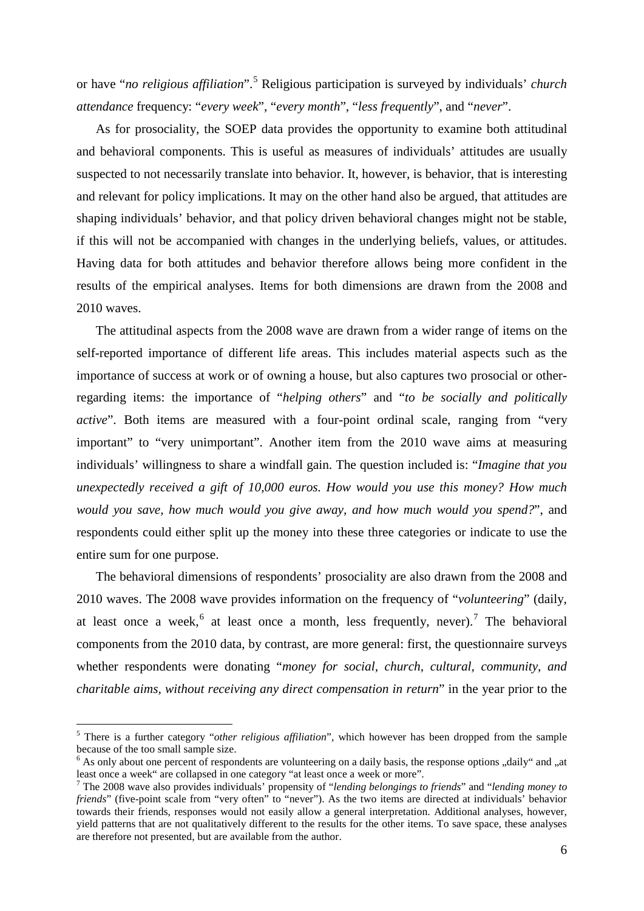or have "*no religious affiliation*".[5] Religious participation is surveyed by individuals' *church attendance* frequency: "*every week*", "*every month*", "*less frequently*", and "*never*".

As for prosociality, the SOEP data provides the opportunity to examine both attitudinal and behavioral components. This is useful as measures of individuals' attitudes are usually suspected to not necessarily translate into behavior. It, however, is behavior, that is interesting and relevant for policy implications. It may on the other hand also be argued, that attitudes are shaping individuals' behavior, and that policy driven behavioral changes might not be stable, if this will not be accompanied with changes in the underlying beliefs, values, or attitudes. Having data for both attitudes and behavior therefore allows being more confident in the results of the empirical analyses. Items for both dimensions are drawn from the 2008 and 2010 waves.

The attitudinal aspects from the 2008 wave are drawn from a wider range of items on the self-reported importance of different life areas. This includes material aspects such as the importance of success at work or of owning a house, but also captures two prosocial or other-regarding items: the importance of "*helping others*" and "*to be socially and politically active*". Both items are measured with a four-point ordinal scale, ranging from "very important" to "very unimportant". Another item from the 2010 wave aims at measuring individuals' willingness to share a windfall gain. The question included is: "*Imagine that you unexpectedly received a gift of 10,000 euros. How would you use this money? How much would you save, how much would you give away, and how much would you spend?*", and respondents could either split up the money into these three categories or indicate to use the entire sum for one purpose.

The behavioral dimensions of respondents' prosociality are also drawn from the 2008 and 2010 waves. The 2008 wave provides information on the frequency of "*volunteering*" (daily, at least once a week,[6] at least once a month, less frequently, never).[7] The behavioral components from the 2010 data, by contrast, are more general: first, the questionnaire surveys whether respondents were donating "*money for social, church, cultural, community, and charitable aims, without receiving any direct compensation in return*" in the year prior to the

---

[5] There is a further category "*other religious affiliation*", which however has been dropped from the sample because of the too small sample size.

[6] As only about one percent of respondents are volunteering on a daily basis, the response options „daily" and „at least once a week" are collapsed in one category "at least once a week or more".

[7] The 2008 wave also provides individuals' propensity of "*lending belongings to friends*" and "*lending money to friends*" (five-point scale from "very often" to "never"). As the two items are directed at individuals' behavior towards their friends, responses would not easily allow a general interpretation. Additional analyses, however, yield patterns that are not qualitatively different to the results for the other items. To save space, these analyses are therefore not presented, but are available from the author.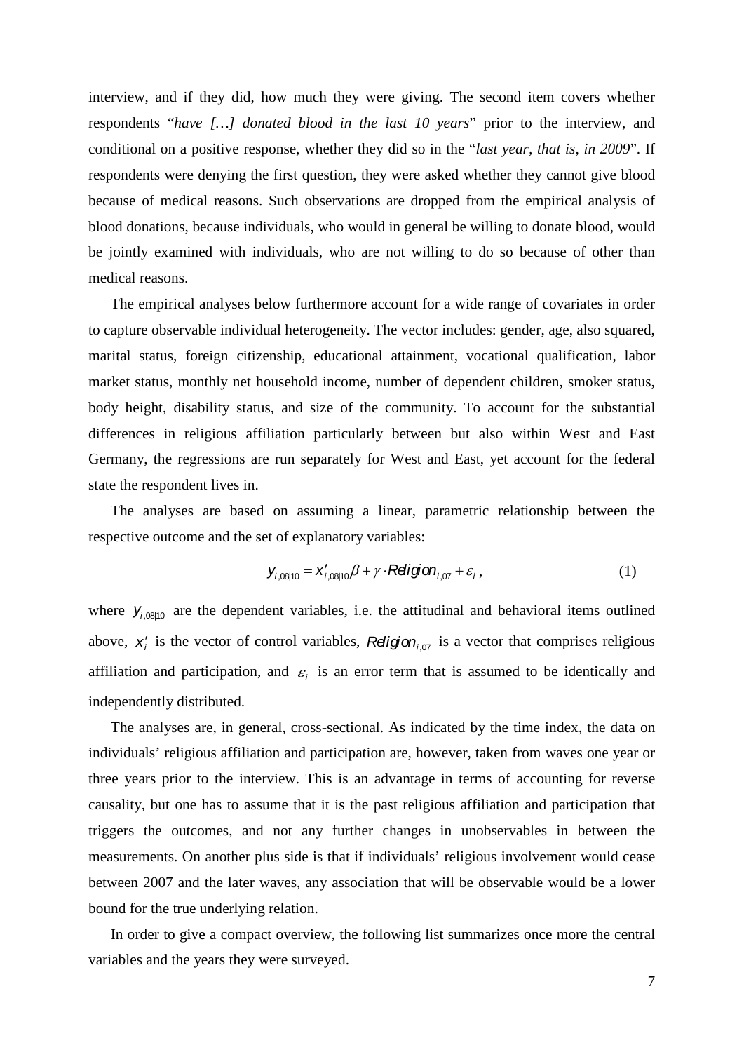interview, and if they did, how much they were giving. The second item covers whether respondents "*have […] donated blood in the last 10 years*" prior to the interview, and conditional on a positive response, whether they did so in the "*last year, that is, in 2009*". If respondents were denying the first question, they were asked whether they cannot give blood because of medical reasons. Such observations are dropped from the empirical analysis of blood donations, because individuals, who would in general be willing to donate blood, would be jointly examined with individuals, who are not willing to do so because of other than medical reasons.

The empirical analyses below furthermore account for a wide range of covariates in order to capture observable individual heterogeneity. The vector includes: gender, age, also squared, marital status, foreign citizenship, educational attainment, vocational qualification, labor market status, monthly net household income, number of dependent children, smoker status, body height, disability status, and size of the community. To account for the substantial differences in religious affiliation particularly between but also within West and East Germany, the regressions are run separately for West and East, yet account for the federal state the respondent lives in.

The analyses are based on assuming a linear, parametric relationship between the respective outcome and the set of explanatory variables:

$$y_{i,08|10} = x'_{i,08|10}\beta + \gamma \cdot Religion_{i,07} + \varepsilon_i \,, \tag{1}$$

where $y_{i,08|10}$ are the dependent variables, i.e. the attitudinal and behavioral items outlined above, $x'_i$ is the vector of control variables, $Religion_{i,07}$ is a vector that comprises religious affiliation and participation, and $\varepsilon_i$ is an error term that is assumed to be identically and independently distributed.

The analyses are, in general, cross-sectional. As indicated by the time index, the data on individuals' religious affiliation and participation are, however, taken from waves one year or three years prior to the interview. This is an advantage in terms of accounting for reverse causality, but one has to assume that it is the past religious affiliation and participation that triggers the outcomes, and not any further changes in unobservables in between the measurements. On another plus side is that if individuals' religious involvement would cease between 2007 and the later waves, any association that will be observable would be a lower bound for the true underlying relation.

In order to give a compact overview, the following list summarizes once more the central variables and the years they were surveyed.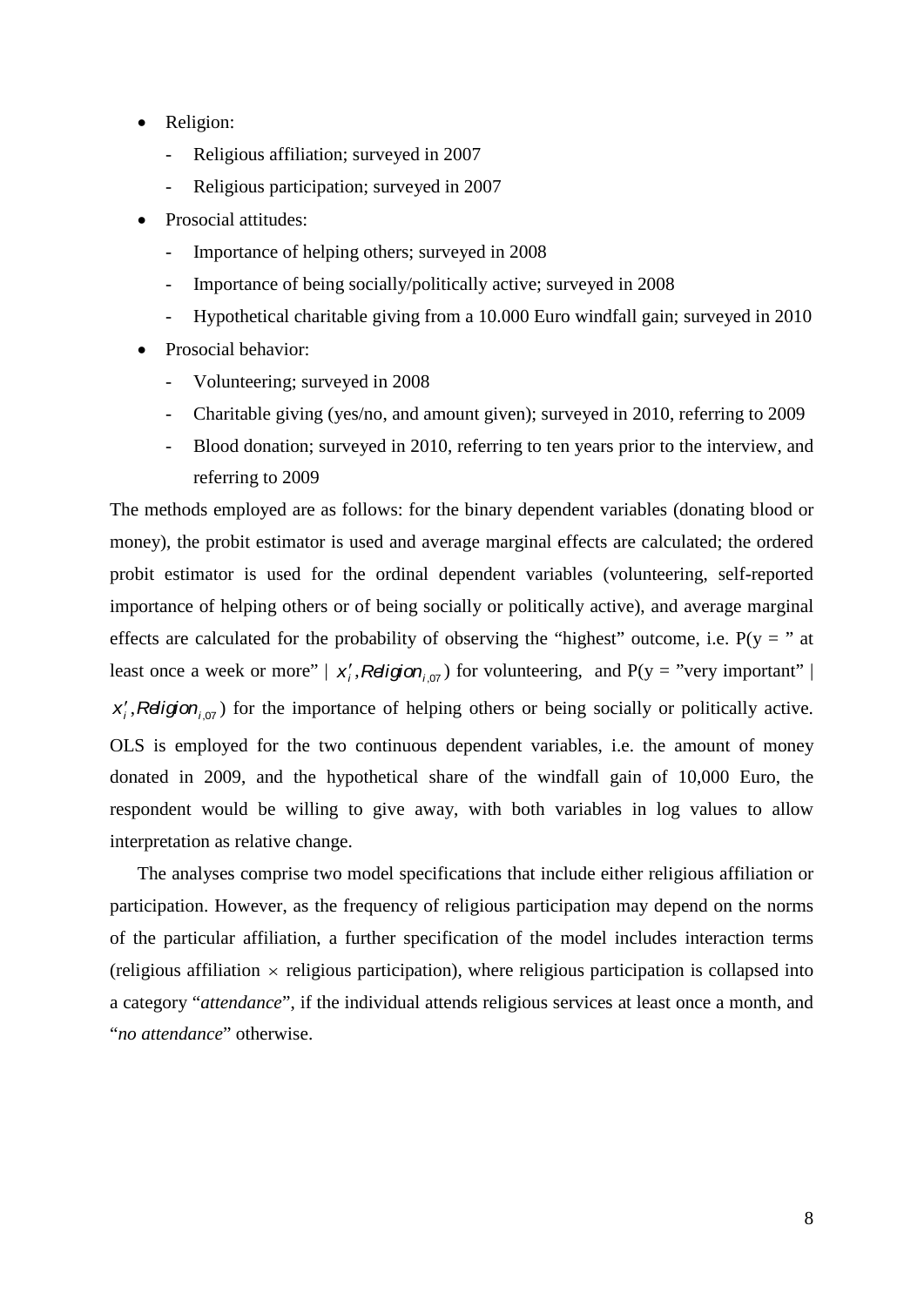- Religion:
  - Religious affiliation; surveyed in 2007
  - Religious participation; surveyed in 2007
- Prosocial attitudes:
  - Importance of helping others; surveyed in 2008
  - Importance of being socially/politically active; surveyed in 2008
  - Hypothetical charitable giving from a 10.000 Euro windfall gain; surveyed in 2010
- Prosocial behavior:
  - Volunteering; surveyed in 2008
  - Charitable giving (yes/no, and amount given); surveyed in 2010, referring to 2009
  - Blood donation; surveyed in 2010, referring to ten years prior to the interview, and referring to 2009

The methods employed are as follows: for the binary dependent variables (donating blood or money), the probit estimator is used and average marginal effects are calculated; the ordered probit estimator is used for the ordinal dependent variables (volunteering, self-reported importance of helping others or of being socially or politically active), and average marginal effects are calculated for the probability of observing the "highest" outcome, i.e. P(y = " at least once a week or more" | $x_i', Religion_{i,07}$) for volunteering, and P(y = "very important" | $x_i', Religion_{i,07}$) for the importance of helping others or being socially or politically active. OLS is employed for the two continuous dependent variables, i.e. the amount of money donated in 2009, and the hypothetical share of the windfall gain of 10,000 Euro, the respondent would be willing to give away, with both variables in log values to allow interpretation as relative change.

The analyses comprise two model specifications that include either religious affiliation or participation. However, as the frequency of religious participation may depend on the norms of the particular affiliation, a further specification of the model includes interaction terms (religious affiliation $\times$ religious participation), where religious participation is collapsed into a category "*attendance*", if the individual attends religious services at least once a month, and "*no attendance*" otherwise.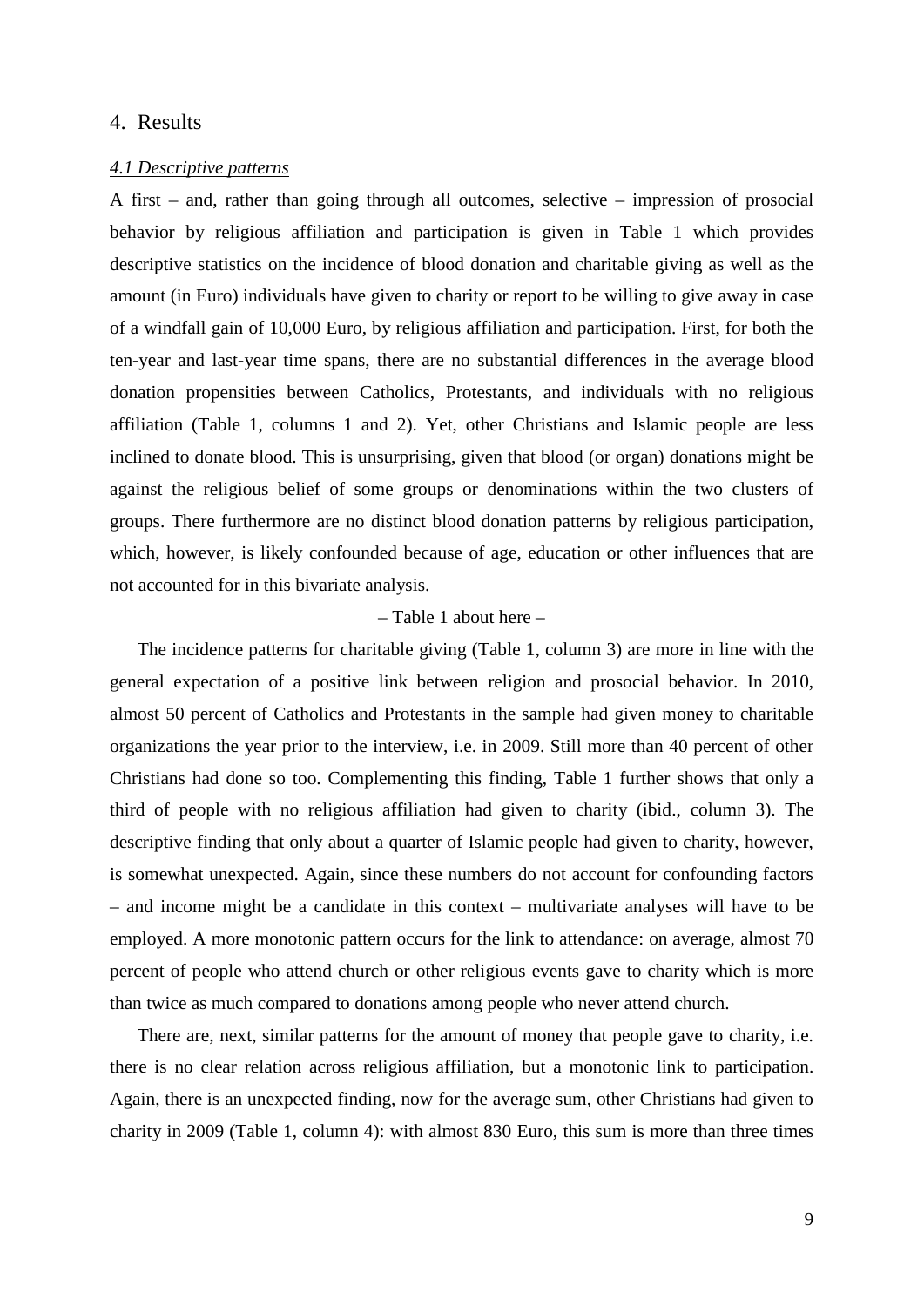# 4. Results

## *4.1 Descriptive patterns*

A first – and, rather than going through all outcomes, selective – impression of prosocial behavior by religious affiliation and participation is given in Table 1 which provides descriptive statistics on the incidence of blood donation and charitable giving as well as the amount (in Euro) individuals have given to charity or report to be willing to give away in case of a windfall gain of 10,000 Euro, by religious affiliation and participation. First, for both the ten-year and last-year time spans, there are no substantial differences in the average blood donation propensities between Catholics, Protestants, and individuals with no religious affiliation (Table 1, columns 1 and 2). Yet, other Christians and Islamic people are less inclined to donate blood. This is unsurprising, given that blood (or organ) donations might be against the religious belief of some groups or denominations within the two clusters of groups. There furthermore are no distinct blood donation patterns by religious participation, which, however, is likely confounded because of age, education or other influences that are not accounted for in this bivariate analysis.

– Table 1 about here –

The incidence patterns for charitable giving (Table 1, column 3) are more in line with the general expectation of a positive link between religion and prosocial behavior. In 2010, almost 50 percent of Catholics and Protestants in the sample had given money to charitable organizations the year prior to the interview, i.e. in 2009. Still more than 40 percent of other Christians had done so too. Complementing this finding, Table 1 further shows that only a third of people with no religious affiliation had given to charity (ibid., column 3). The descriptive finding that only about a quarter of Islamic people had given to charity, however, is somewhat unexpected. Again, since these numbers do not account for confounding factors – and income might be a candidate in this context – multivariate analyses will have to be employed. A more monotonic pattern occurs for the link to attendance: on average, almost 70 percent of people who attend church or other religious events gave to charity which is more than twice as much compared to donations among people who never attend church.

There are, next, similar patterns for the amount of money that people gave to charity, i.e. there is no clear relation across religious affiliation, but a monotonic link to participation. Again, there is an unexpected finding, now for the average sum, other Christians had given to charity in 2009 (Table 1, column 4): with almost 830 Euro, this sum is more than three times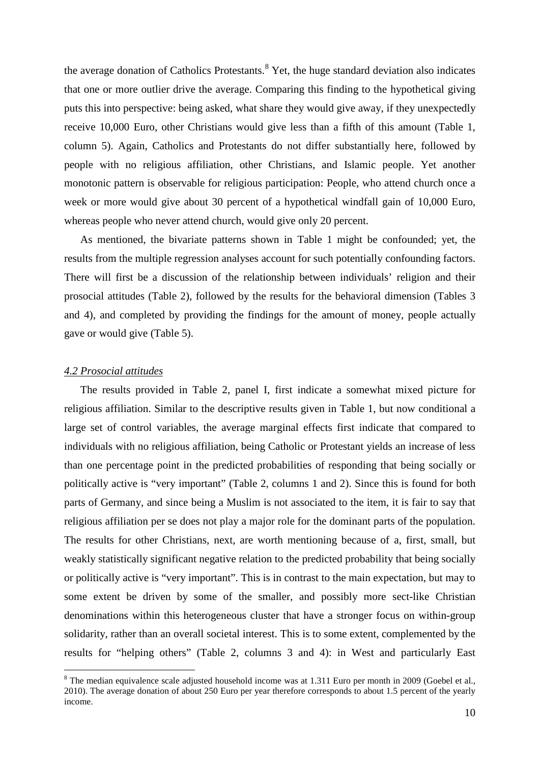the average donation of Catholics Protestants.[8] Yet, the huge standard deviation also indicates that one or more outlier drive the average. Comparing this finding to the hypothetical giving puts this into perspective: being asked, what share they would give away, if they unexpectedly receive 10,000 Euro, other Christians would give less than a fifth of this amount (Table 1, column 5). Again, Catholics and Protestants do not differ substantially here, followed by people with no religious affiliation, other Christians, and Islamic people. Yet another monotonic pattern is observable for religious participation: People, who attend church once a week or more would give about 30 percent of a hypothetical windfall gain of 10,000 Euro, whereas people who never attend church, would give only 20 percent.

As mentioned, the bivariate patterns shown in Table 1 might be confounded; yet, the results from the multiple regression analyses account for such potentially confounding factors. There will first be a discussion of the relationship between individuals' religion and their prosocial attitudes (Table 2), followed by the results for the behavioral dimension (Tables 3 and 4), and completed by providing the findings for the amount of money, people actually gave or would give (Table 5).

### *4.2 Prosocial attitudes*

The results provided in Table 2, panel I, first indicate a somewhat mixed picture for religious affiliation. Similar to the descriptive results given in Table 1, but now conditional a large set of control variables, the average marginal effects first indicate that compared to individuals with no religious affiliation, being Catholic or Protestant yields an increase of less than one percentage point in the predicted probabilities of responding that being socially or politically active is "very important" (Table 2, columns 1 and 2). Since this is found for both parts of Germany, and since being a Muslim is not associated to the item, it is fair to say that religious affiliation per se does not play a major role for the dominant parts of the population. The results for other Christians, next, are worth mentioning because of a, first, small, but weakly statistically significant negative relation to the predicted probability that being socially or politically active is "very important". This is in contrast to the main expectation, but may to some extent be driven by some of the smaller, and possibly more sect-like Christian denominations within this heterogeneous cluster that have a stronger focus on within-group solidarity, rather than an overall societal interest. This is to some extent, complemented by the results for "helping others" (Table 2, columns 3 and 4): in West and particularly East

[8] The median equivalence scale adjusted household income was at 1.311 Euro per month in 2009 (Goebel et al., 2010). The average donation of about 250 Euro per year therefore corresponds to about 1.5 percent of the yearly income.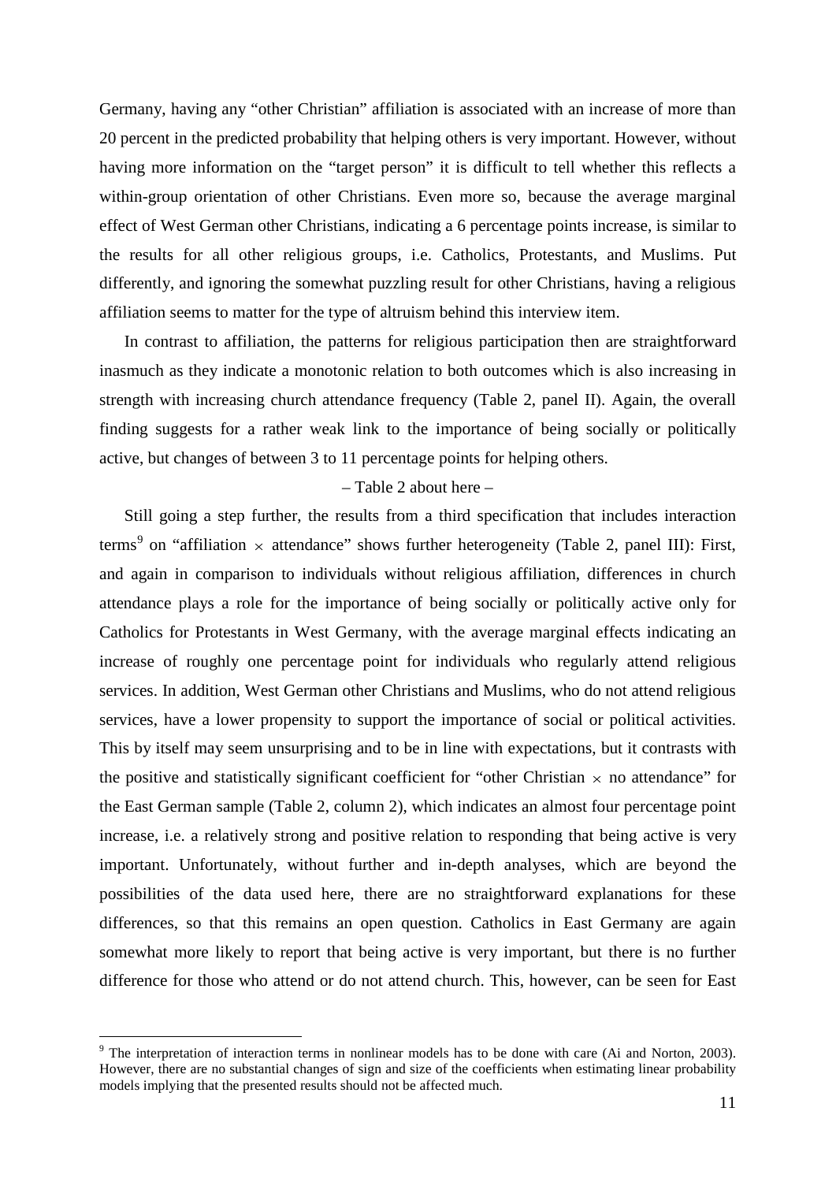Germany, having any “other Christian” affiliation is associated with an increase of more than 20 percent in the predicted probability that helping others is very important. However, without having more information on the “target person” it is difficult to tell whether this reflects a within-group orientation of other Christians. Even more so, because the average marginal effect of West German other Christians, indicating a 6 percentage points increase, is similar to the results for all other religious groups, i.e. Catholics, Protestants, and Muslims. Put differently, and ignoring the somewhat puzzling result for other Christians, having a religious affiliation seems to matter for the type of altruism behind this interview item.

In contrast to affiliation, the patterns for religious participation then are straightforward inasmuch as they indicate a monotonic relation to both outcomes which is also increasing in strength with increasing church attendance frequency (Table 2, panel II). Again, the overall finding suggests for a rather weak link to the importance of being socially or politically active, but changes of between 3 to 11 percentage points for helping others.

– Table 2 about here –

Still going a step further, the results from a third specification that includes interaction terms[9] on “affiliation $\times$ attendance” shows further heterogeneity (Table 2, panel III): First, and again in comparison to individuals without religious affiliation, differences in church attendance plays a role for the importance of being socially or politically active only for Catholics for Protestants in West Germany, with the average marginal effects indicating an increase of roughly one percentage point for individuals who regularly attend religious services. In addition, West German other Christians and Muslims, who do not attend religious services, have a lower propensity to support the importance of social or political activities. This by itself may seem unsurprising and to be in line with expectations, but it contrasts with the positive and statistically significant coefficient for “other Christian $\times$ no attendance” for the East German sample (Table 2, column 2), which indicates an almost four percentage point increase, i.e. a relatively strong and positive relation to responding that being active is very important. Unfortunately, without further and in-depth analyses, which are beyond the possibilities of the data used here, there are no straightforward explanations for these differences, so that this remains an open question. Catholics in East Germany are again somewhat more likely to report that being active is very important, but there is no further difference for those who attend or do not attend church. This, however, can be seen for East

[9] The interpretation of interaction terms in nonlinear models has to be done with care (Ai and Norton, 2003). However, there are no substantial changes of sign and size of the coefficients when estimating linear probability models implying that the presented results should not be affected much.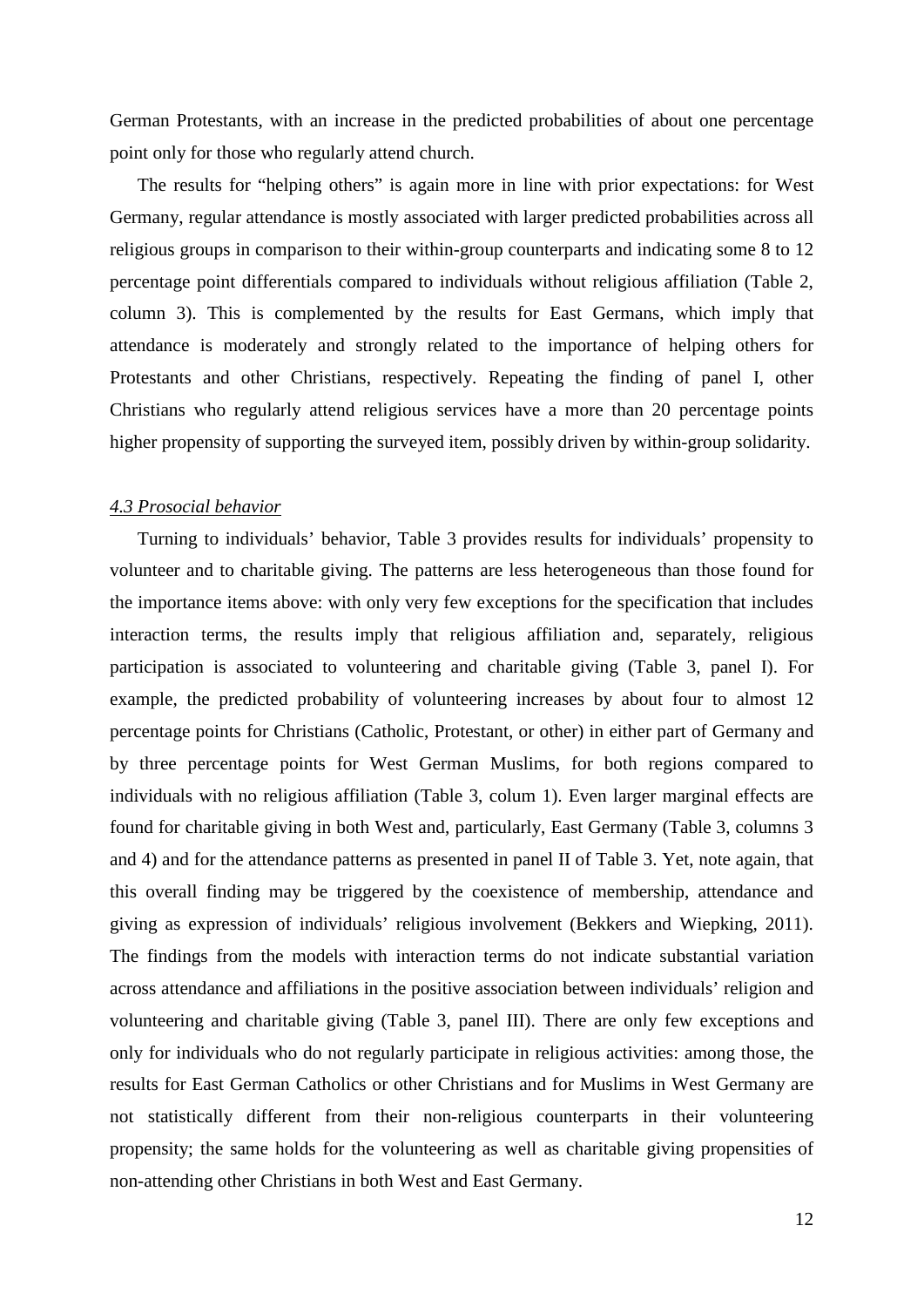German Protestants, with an increase in the predicted probabilities of about one percentage point only for those who regularly attend church.

The results for "helping others" is again more in line with prior expectations: for West Germany, regular attendance is mostly associated with larger predicted probabilities across all religious groups in comparison to their within-group counterparts and indicating some 8 to 12 percentage point differentials compared to individuals without religious affiliation (Table 2, column 3). This is complemented by the results for East Germans, which imply that attendance is moderately and strongly related to the importance of helping others for Protestants and other Christians, respectively. Repeating the finding of panel I, other Christians who regularly attend religious services have a more than 20 percentage points higher propensity of supporting the surveyed item, possibly driven by within-group solidarity.

### *4.3 Prosocial behavior*

Turning to individuals' behavior, Table 3 provides results for individuals' propensity to volunteer and to charitable giving. The patterns are less heterogeneous than those found for the importance items above: with only very few exceptions for the specification that includes interaction terms, the results imply that religious affiliation and, separately, religious participation is associated to volunteering and charitable giving (Table 3, panel I). For example, the predicted probability of volunteering increases by about four to almost 12 percentage points for Christians (Catholic, Protestant, or other) in either part of Germany and by three percentage points for West German Muslims, for both regions compared to individuals with no religious affiliation (Table 3, colum 1). Even larger marginal effects are found for charitable giving in both West and, particularly, East Germany (Table 3, columns 3 and 4) and for the attendance patterns as presented in panel II of Table 3. Yet, note again, that this overall finding may be triggered by the coexistence of membership, attendance and giving as expression of individuals' religious involvement (Bekkers and Wiepking, 2011). The findings from the models with interaction terms do not indicate substantial variation across attendance and affiliations in the positive association between individuals' religion and volunteering and charitable giving (Table 3, panel III). There are only few exceptions and only for individuals who do not regularly participate in religious activities: among those, the results for East German Catholics or other Christians and for Muslims in West Germany are not statistically different from their non-religious counterparts in their volunteering propensity; the same holds for the volunteering as well as charitable giving propensities of non-attending other Christians in both West and East Germany.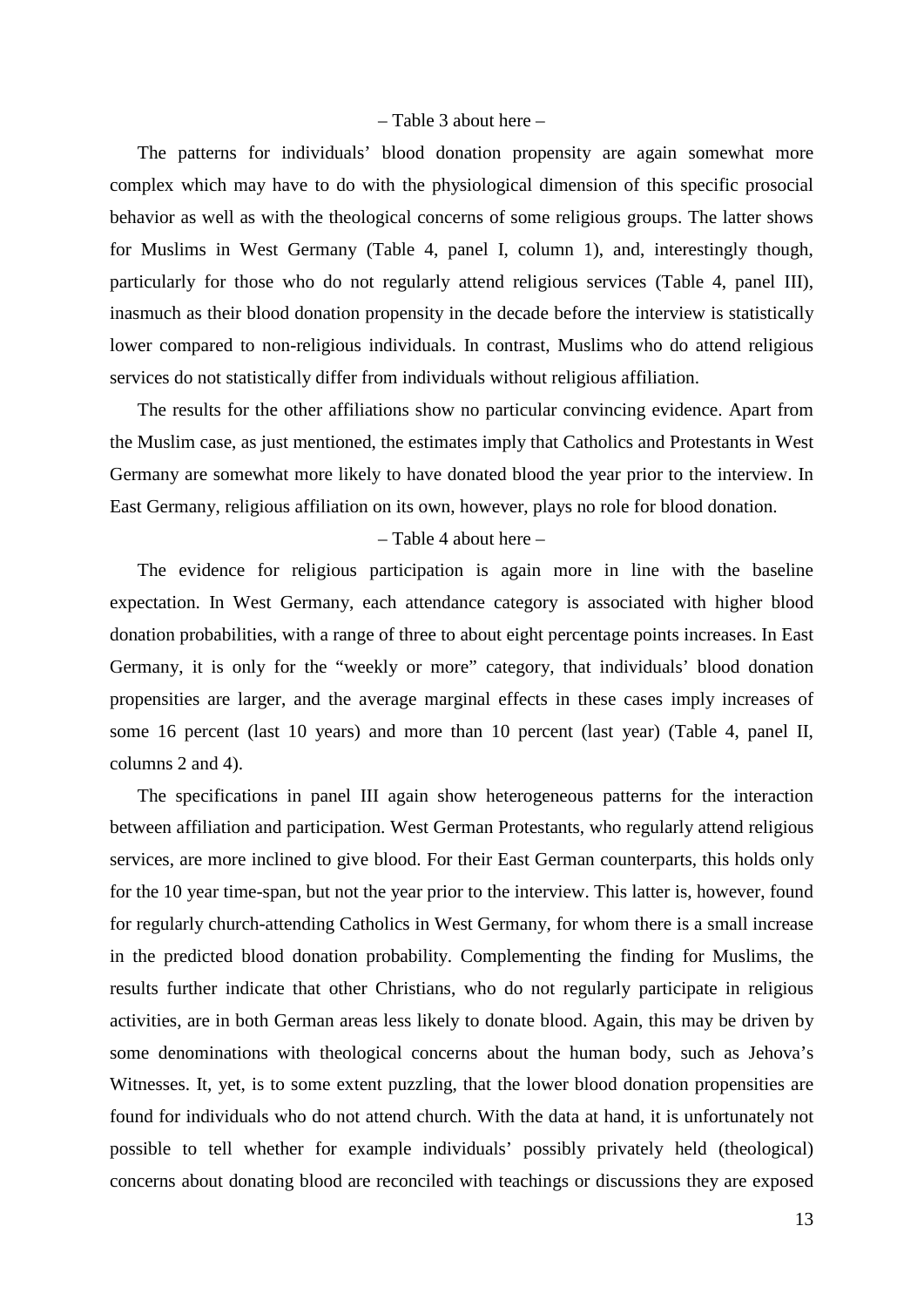– Table 3 about here –

The patterns for individuals' blood donation propensity are again somewhat more complex which may have to do with the physiological dimension of this specific prosocial behavior as well as with the theological concerns of some religious groups. The latter shows for Muslims in West Germany (Table 4, panel I, column 1), and, interestingly though, particularly for those who do not regularly attend religious services (Table 4, panel III), inasmuch as their blood donation propensity in the decade before the interview is statistically lower compared to non-religious individuals. In contrast, Muslims who do attend religious services do not statistically differ from individuals without religious affiliation.

The results for the other affiliations show no particular convincing evidence. Apart from the Muslim case, as just mentioned, the estimates imply that Catholics and Protestants in West Germany are somewhat more likely to have donated blood the year prior to the interview. In East Germany, religious affiliation on its own, however, plays no role for blood donation.

– Table 4 about here –

The evidence for religious participation is again more in line with the baseline expectation. In West Germany, each attendance category is associated with higher blood donation probabilities, with a range of three to about eight percentage points increases. In East Germany, it is only for the "weekly or more" category, that individuals' blood donation propensities are larger, and the average marginal effects in these cases imply increases of some 16 percent (last 10 years) and more than 10 percent (last year) (Table 4, panel II, columns 2 and 4).

The specifications in panel III again show heterogeneous patterns for the interaction between affiliation and participation. West German Protestants, who regularly attend religious services, are more inclined to give blood. For their East German counterparts, this holds only for the 10 year time-span, but not the year prior to the interview. This latter is, however, found for regularly church-attending Catholics in West Germany, for whom there is a small increase in the predicted blood donation probability. Complementing the finding for Muslims, the results further indicate that other Christians, who do not regularly participate in religious activities, are in both German areas less likely to donate blood. Again, this may be driven by some denominations with theological concerns about the human body, such as Jehova's Witnesses. It, yet, is to some extent puzzling, that the lower blood donation propensities are found for individuals who do not attend church. With the data at hand, it is unfortunately not possible to tell whether for example individuals' possibly privately held (theological) concerns about donating blood are reconciled with teachings or discussions they are exposed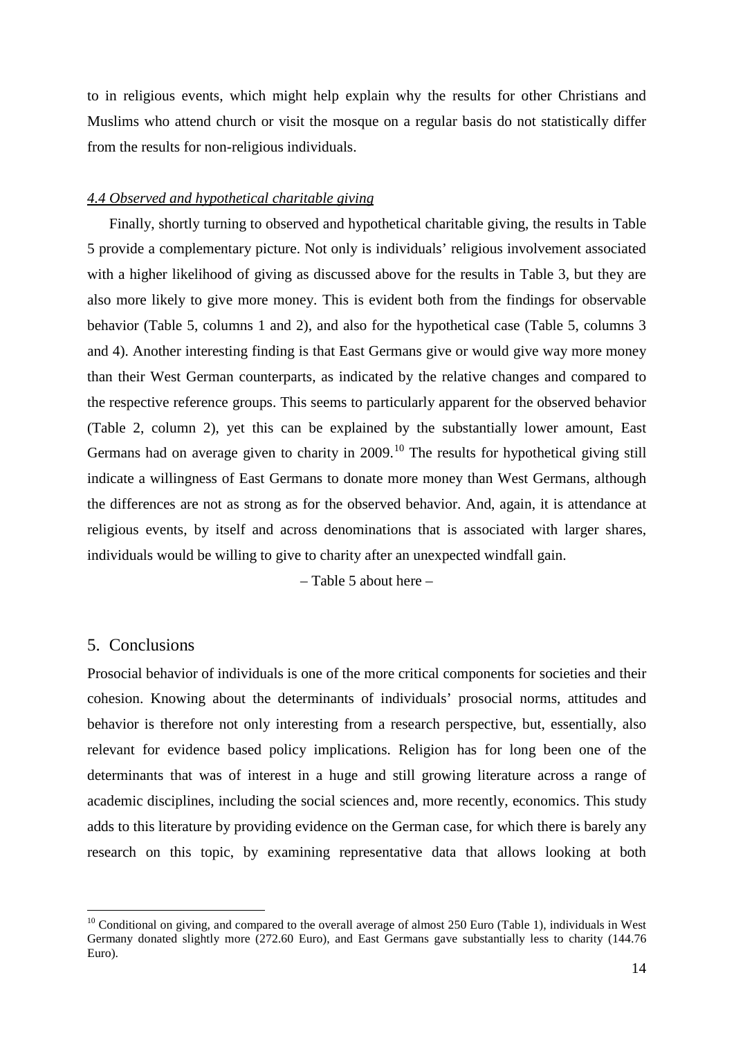to in religious events, which might help explain why the results for other Christians and Muslims who attend church or visit the mosque on a regular basis do not statistically differ from the results for non-religious individuals.

### *4.4 Observed and hypothetical charitable giving*

Finally, shortly turning to observed and hypothetical charitable giving, the results in Table 5 provide a complementary picture. Not only is individuals' religious involvement associated with a higher likelihood of giving as discussed above for the results in Table 3, but they are also more likely to give more money. This is evident both from the findings for observable behavior (Table 5, columns 1 and 2), and also for the hypothetical case (Table 5, columns 3 and 4). Another interesting finding is that East Germans give or would give way more money than their West German counterparts, as indicated by the relative changes and compared to the respective reference groups. This seems to particularly apparent for the observed behavior (Table 2, column 2), yet this can be explained by the substantially lower amount, East Germans had on average given to charity in 2009.[10] The results for hypothetical giving still indicate a willingness of East Germans to donate more money than West Germans, although the differences are not as strong as for the observed behavior. And, again, it is attendance at religious events, by itself and across denominations that is associated with larger shares, individuals would be willing to give to charity after an unexpected windfall gain.

– Table 5 about here –

## 5. Conclusions

Prosocial behavior of individuals is one of the more critical components for societies and their cohesion. Knowing about the determinants of individuals' prosocial norms, attitudes and behavior is therefore not only interesting from a research perspective, but, essentially, also relevant for evidence based policy implications. Religion has for long been one of the determinants that was of interest in a huge and still growing literature across a range of academic disciplines, including the social sciences and, more recently, economics. This study adds to this literature by providing evidence on the German case, for which there is barely any research on this topic, by examining representative data that allows looking at both

[10] Conditional on giving, and compared to the overall average of almost 250 Euro (Table 1), individuals in West Germany donated slightly more (272.60 Euro), and East Germans gave substantially less to charity (144.76 Euro).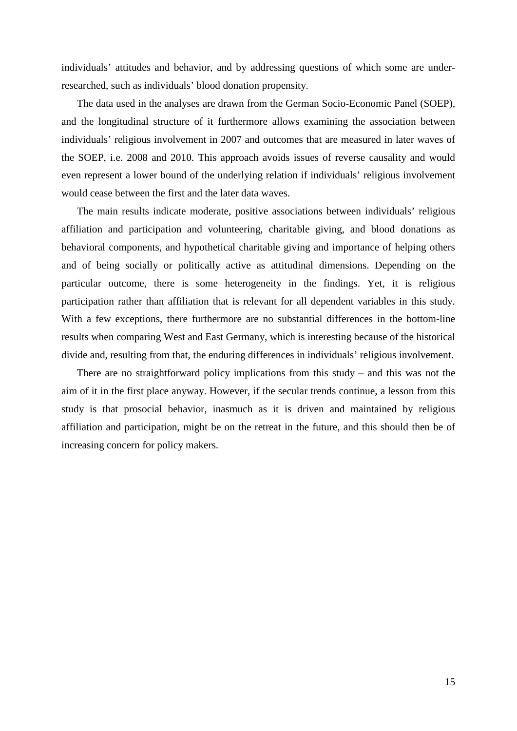individuals' attitudes and behavior, and by addressing questions of which some are under-researched, such as individuals' blood donation propensity.

The data used in the analyses are drawn from the German Socio-Economic Panel (SOEP), and the longitudinal structure of it furthermore allows examining the association between individuals' religious involvement in 2007 and outcomes that are measured in later waves of the SOEP, i.e. 2008 and 2010. This approach avoids issues of reverse causality and would even represent a lower bound of the underlying relation if individuals' religious involvement would cease between the first and the later data waves.

The main results indicate moderate, positive associations between individuals' religious affiliation and participation and volunteering, charitable giving, and blood donations as behavioral components, and hypothetical charitable giving and importance of helping others and of being socially or politically active as attitudinal dimensions. Depending on the particular outcome, there is some heterogeneity in the findings. Yet, it is religious participation rather than affiliation that is relevant for all dependent variables in this study. With a few exceptions, there furthermore are no substantial differences in the bottom-line results when comparing West and East Germany, which is interesting because of the historical divide and, resulting from that, the enduring differences in individuals' religious involvement.

There are no straightforward policy implications from this study – and this was not the aim of it in the first place anyway. However, if the secular trends continue, a lesson from this study is that prosocial behavior, inasmuch as it is driven and maintained by religious affiliation and participation, might be on the retreat in the future, and this should then be of increasing concern for policy makers.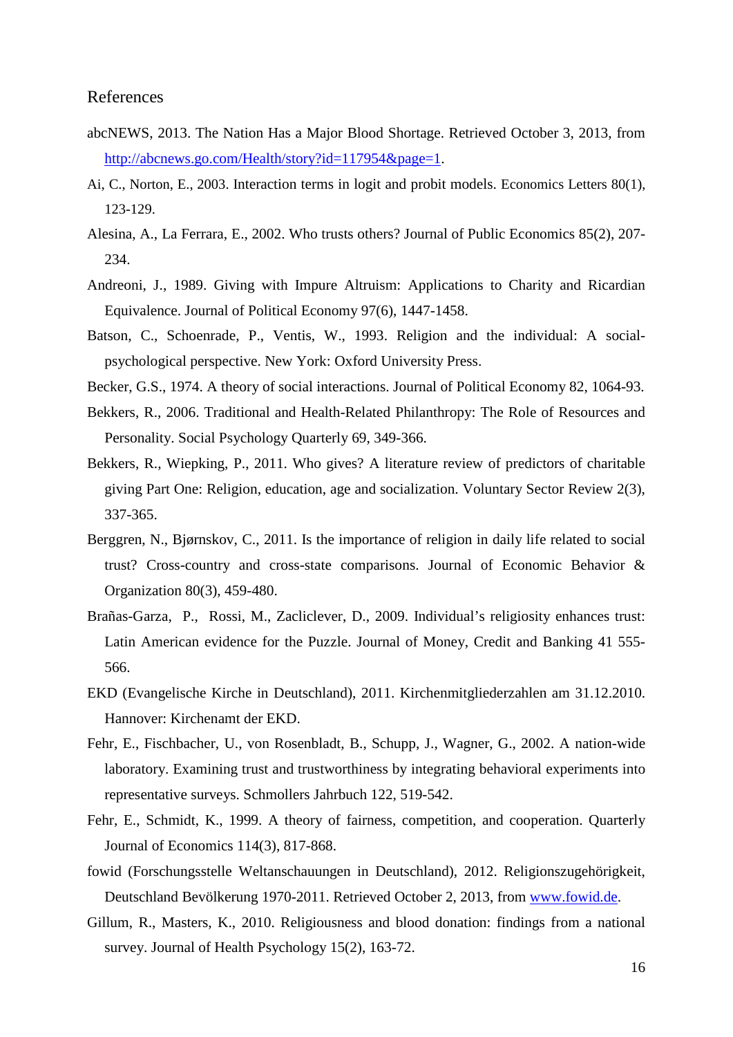## References

abcNEWS, 2013. The Nation Has a Major Blood Shortage. Retrieved October 3, 2013, from http://abcnews.go.com/Health/story?id=117954&page=1.

Ai, C., Norton, E., 2003. Interaction terms in logit and probit models. Economics Letters 80(1), 123-129.

Alesina, A., La Ferrara, E., 2002. Who trusts others? Journal of Public Economics 85(2), 207-234.

Andreoni, J., 1989. Giving with Impure Altruism: Applications to Charity and Ricardian Equivalence. Journal of Political Economy 97(6), 1447-1458.

Batson, C., Schoenrade, P., Ventis, W., 1993. Religion and the individual: A social-psychological perspective. New York: Oxford University Press.

Becker, G.S., 1974. A theory of social interactions. Journal of Political Economy 82, 1064-93.

Bekkers, R., 2006. Traditional and Health-Related Philanthropy: The Role of Resources and Personality. Social Psychology Quarterly 69, 349-366.

Bekkers, R., Wiepking, P., 2011. Who gives? A literature review of predictors of charitable giving Part One: Religion, education, age and socialization. Voluntary Sector Review 2(3), 337-365.

Berggren, N., Bjørnskov, C., 2011. Is the importance of religion in daily life related to social trust? Cross-country and cross-state comparisons. Journal of Economic Behavior & Organization 80(3), 459-480.

Brañas-Garza, P., Rossi, M., Zacliclever, D., 2009. Individual's religiosity enhances trust: Latin American evidence for the Puzzle. Journal of Money, Credit and Banking 41 555-566.

EKD (Evangelische Kirche in Deutschland), 2011. Kirchenmitgliederzahlen am 31.12.2010. Hannover: Kirchenamt der EKD.

Fehr, E., Fischbacher, U., von Rosenbladt, B., Schupp, J., Wagner, G., 2002. A nation-wide laboratory. Examining trust and trustworthiness by integrating behavioral experiments into representative surveys. Schmollers Jahrbuch 122, 519-542.

Fehr, E., Schmidt, K., 1999. A theory of fairness, competition, and cooperation. Quarterly Journal of Economics 114(3), 817-868.

fowid (Forschungsstelle Weltanschauungen in Deutschland), 2012. Religionszugehörigkeit, Deutschland Bevölkerung 1970-2011. Retrieved October 2, 2013, from www.fowid.de.

Gillum, R., Masters, K., 2010. Religiousness and blood donation: findings from a national survey. Journal of Health Psychology 15(2), 163-72.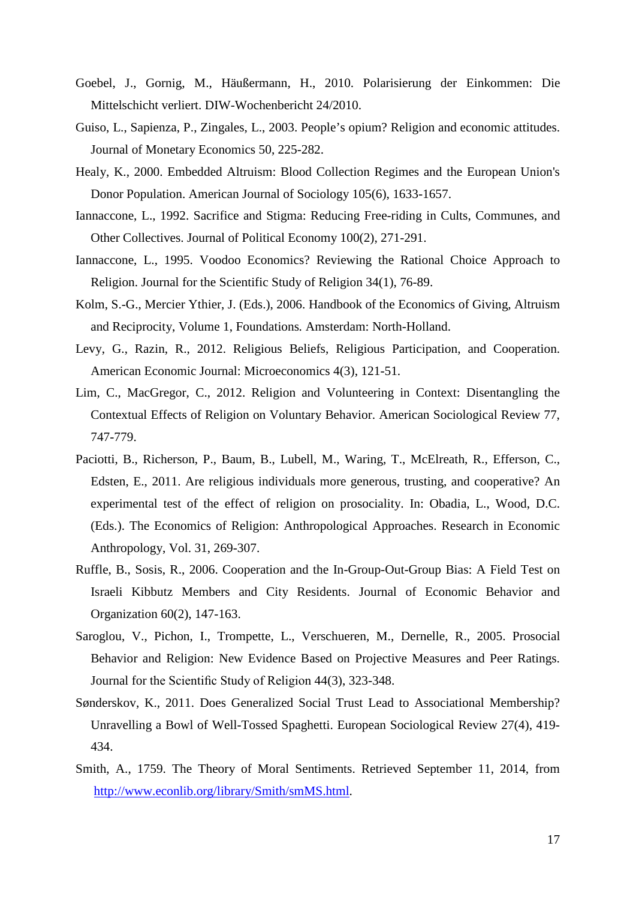Goebel, J., Gornig, M., Häußermann, H., 2010. Polarisierung der Einkommen: Die Mittelschicht verliert. DIW-Wochenbericht 24/2010.

Guiso, L., Sapienza, P., Zingales, L., 2003. People's opium? Religion and economic attitudes. Journal of Monetary Economics 50, 225-282.

Healy, K., 2000. Embedded Altruism: Blood Collection Regimes and the European Union's Donor Population. American Journal of Sociology 105(6), 1633-1657.

Iannaccone, L., 1992. Sacrifice and Stigma: Reducing Free-riding in Cults, Communes, and Other Collectives. Journal of Political Economy 100(2), 271-291.

Iannaccone, L., 1995. Voodoo Economics? Reviewing the Rational Choice Approach to Religion. Journal for the Scientific Study of Religion 34(1), 76-89.

Kolm, S.-G., Mercier Ythier, J. (Eds.), 2006. Handbook of the Economics of Giving, Altruism and Reciprocity, Volume 1, Foundations. Amsterdam: North-Holland.

Levy, G., Razin, R., 2012. Religious Beliefs, Religious Participation, and Cooperation. American Economic Journal: Microeconomics 4(3), 121-51.

Lim, C., MacGregor, C., 2012. Religion and Volunteering in Context: Disentangling the Contextual Effects of Religion on Voluntary Behavior. American Sociological Review 77, 747-779.

Paciotti, B., Richerson, P., Baum, B., Lubell, M., Waring, T., McElreath, R., Efferson, C., Edsten, E., 2011. Are religious individuals more generous, trusting, and cooperative? An experimental test of the effect of religion on prosociality. In: Obadia, L., Wood, D.C. (Eds.). The Economics of Religion: Anthropological Approaches. Research in Economic Anthropology, Vol. 31, 269-307.

Ruffle, B., Sosis, R., 2006. Cooperation and the In-Group-Out-Group Bias: A Field Test on Israeli Kibbutz Members and City Residents. Journal of Economic Behavior and Organization 60(2), 147-163.

Saroglou, V., Pichon, I., Trompette, L., Verschueren, M., Dernelle, R., 2005. Prosocial Behavior and Religion: New Evidence Based on Projective Measures and Peer Ratings. Journal for the Scientific Study of Religion 44(3), 323-348.

Sønderskov, K., 2011. Does Generalized Social Trust Lead to Associational Membership? Unravelling a Bowl of Well-Tossed Spaghetti. European Sociological Review 27(4), 419-434.

Smith, A., 1759. The Theory of Moral Sentiments. Retrieved September 11, 2014, from http://www.econlib.org/library/Smith/smMS.html.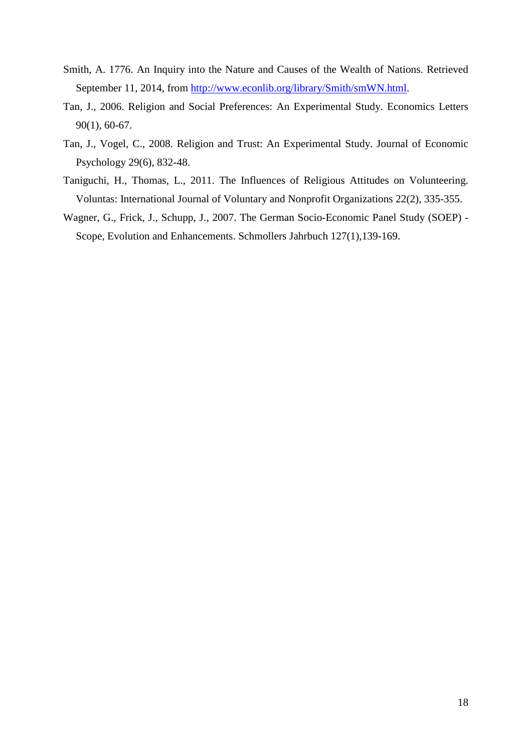Smith, A. 1776. An Inquiry into the Nature and Causes of the Wealth of Nations. Retrieved September 11, 2014, from http://www.econlib.org/library/Smith/smWN.html.

Tan, J., 2006. Religion and Social Preferences: An Experimental Study. Economics Letters 90(1), 60-67.

Tan, J., Vogel, C., 2008. Religion and Trust: An Experimental Study. Journal of Economic Psychology 29(6), 832-48.

Taniguchi, H., Thomas, L., 2011. The Influences of Religious Attitudes on Volunteering. Voluntas: International Journal of Voluntary and Nonprofit Organizations 22(2), 335-355.

Wagner, G., Frick, J., Schupp, J., 2007. The German Socio-Economic Panel Study (SOEP) - Scope, Evolution and Enhancements. Schmollers Jahrbuch 127(1),139-169.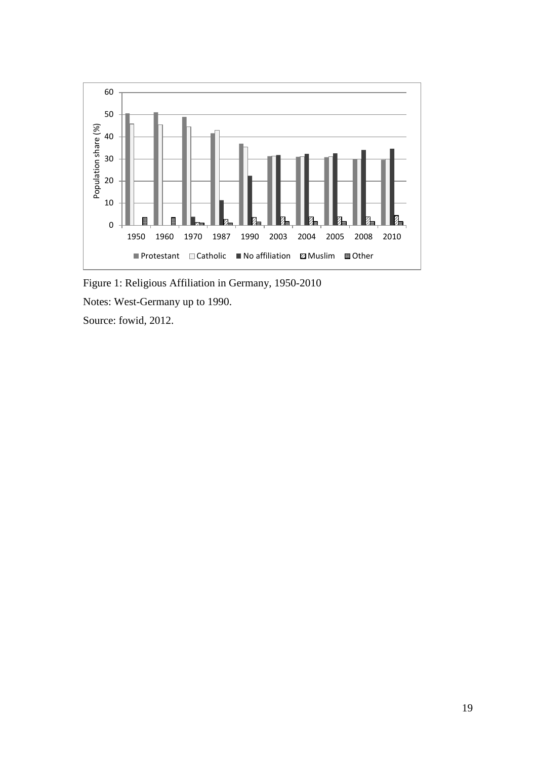Figure 1: Religious Affiliation in Germany, 1950-2010

Notes: West-Germany up to 1990.

Source: fowid, 2012.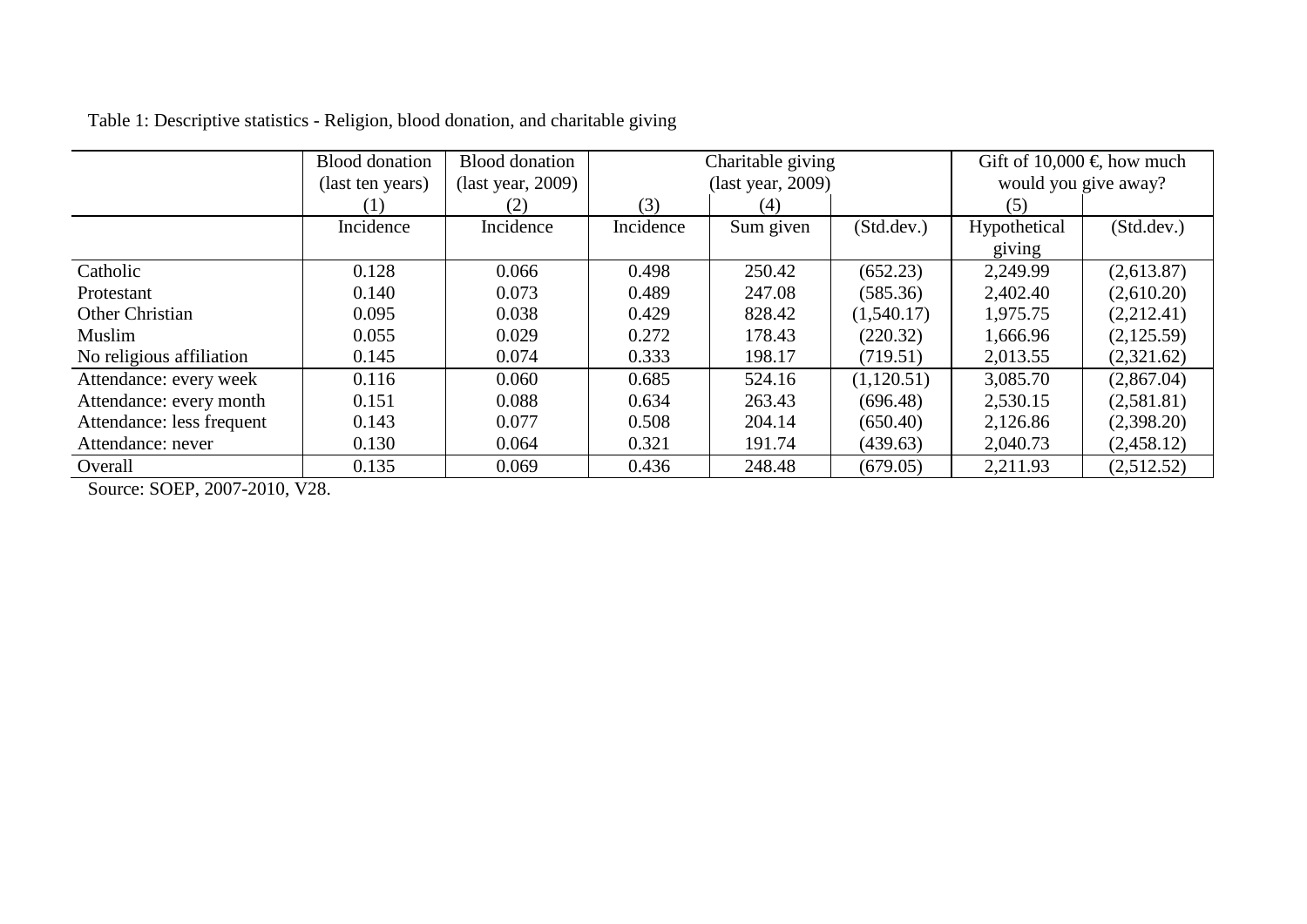Table 1: Descriptive statistics - Religion, blood donation, and charitable giving

| | Blood donation (last ten years) | Blood donation (last year, 2009) | Charitable giving (last year, 2009) | | | Gift of 10,000 €, how much would you give away? | |
|---|---|---|---|---|---|---|---|
| | (1) | (2) | (3) | (4) | | (5) | |
| | Incidence | Incidence | Incidence | Sum given | (Std.dev.) | Hypothetical giving | (Std.dev.) |
| Catholic | 0.128 | 0.066 | 0.498 | 250.42 | (652.23) | 2,249.99 | (2,613.87) |
| Protestant | 0.140 | 0.073 | 0.489 | 247.08 | (585.36) | 2,402.40 | (2,610.20) |
| Other Christian | 0.095 | 0.038 | 0.429 | 828.42 | (1,540.17) | 1,975.75 | (2,212.41) |
| Muslim | 0.055 | 0.029 | 0.272 | 178.43 | (220.32) | 1,666.96 | (2,125.59) |
| No religious affiliation | 0.145 | 0.074 | 0.333 | 198.17 | (719.51) | 2,013.55 | (2,321.62) |
| Attendance: every week | 0.116 | 0.060 | 0.685 | 524.16 | (1,120.51) | 3,085.70 | (2,867.04) |
| Attendance: every month | 0.151 | 0.088 | 0.634 | 263.43 | (696.48) | 2,530.15 | (2,581.81) |
| Attendance: less frequent | 0.143 | 0.077 | 0.508 | 204.14 | (650.40) | 2,126.86 | (2,398.20) |
| Attendance: never | 0.130 | 0.064 | 0.321 | 191.74 | (439.63) | 2,040.73 | (2,458.12) |
| Overall | 0.135 | 0.069 | 0.436 | 248.48 | (679.05) | 2,211.93 | (2,512.52) |

Source: SOEP, 2007-2010, V28.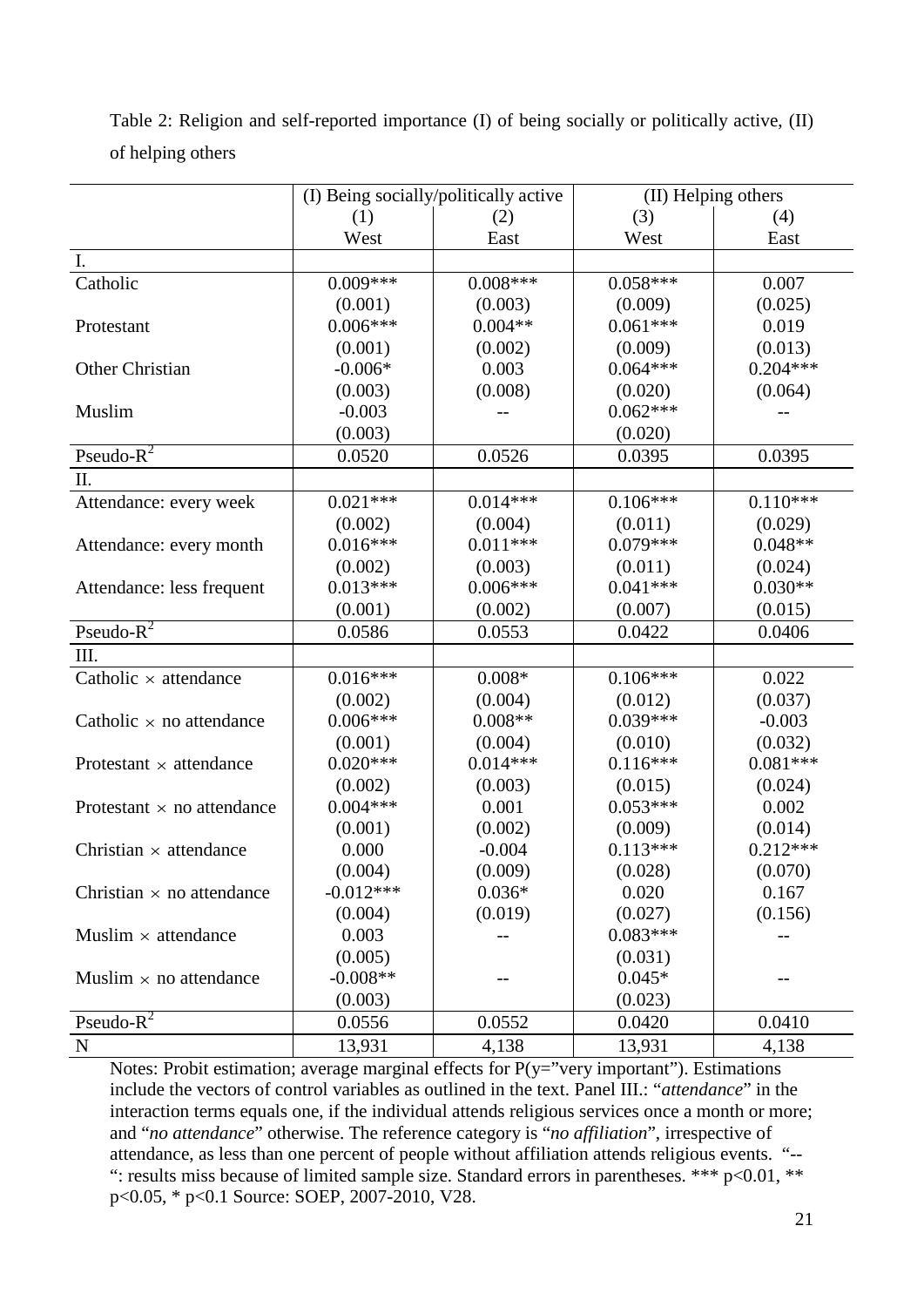Table 2: Religion and self-reported importance (I) of being socially or politically active, (II) of helping others

| | (I) Being socially/politically active | | (II) Helping others | |
|---|---|---|---|---|
| | (1) | (2) | (3) | (4) |
| | West | East | West | East |
| I. | | | | |
| Catholic | 0.009*** | 0.008*** | 0.058*** | 0.007 |
| | (0.001) | (0.003) | (0.009) | (0.025) |
| Protestant | 0.006*** | 0.004** | 0.061*** | 0.019 |
| | (0.001) | (0.002) | (0.009) | (0.013) |
| Other Christian | -0.006* | 0.003 | 0.064*** | 0.204*** |
| | (0.003) | (0.008) | (0.020) | (0.064) |
| Muslim | -0.003 | -- | 0.062*** | -- |
| | (0.003) | | (0.020) | |
| Pseudo-$R^2$ | 0.0520 | 0.0526 | 0.0395 | 0.0395 |
| II. | | | | |
| Attendance: every week | 0.021*** | 0.014*** | 0.106*** | 0.110*** |
| | (0.002) | (0.004) | (0.011) | (0.029) |
| Attendance: every month | 0.016*** | 0.011*** | 0.079*** | 0.048** |
| | (0.002) | (0.003) | (0.011) | (0.024) |
| Attendance: less frequent | 0.013*** | 0.006*** | 0.041*** | 0.030** |
| | (0.001) | (0.002) | (0.007) | (0.015) |
| Pseudo-$R^2$ | 0.0586 | 0.0553 | 0.0422 | 0.0406 |
| III. | | | | |
| Catholic × attendance | 0.016*** | 0.008* | 0.106*** | 0.022 |
| | (0.002) | (0.004) | (0.012) | (0.037) |
| Catholic × no attendance | 0.006*** | 0.008** | 0.039*** | -0.003 |
| | (0.001) | (0.004) | (0.010) | (0.032) |
| Protestant × attendance | 0.020*** | 0.014*** | 0.116*** | 0.081*** |
| | (0.002) | (0.003) | (0.015) | (0.024) |
| Protestant × no attendance | 0.004*** | 0.001 | 0.053*** | 0.002 |
| | (0.001) | (0.002) | (0.009) | (0.014) |
| Christian × attendance | 0.000 | -0.004 | 0.113*** | 0.212*** |
| | (0.004) | (0.009) | (0.028) | (0.070) |
| Christian × no attendance | -0.012*** | 0.036* | 0.020 | 0.167 |
| | (0.004) | (0.019) | (0.027) | (0.156) |
| Muslim × attendance | 0.003 | -- | 0.083*** | -- |
| | (0.005) | | (0.031) | |
| Muslim × no attendance | -0.008** | -- | 0.045* | -- |
| | (0.003) | | (0.023) | |
| Pseudo-$R^2$ | 0.0556 | 0.0552 | 0.0420 | 0.0410 |
| N | 13,931 | 4,138 | 13,931 | 4,138 |

Notes: Probit estimation; average marginal effects for P(y="very important"). Estimations include the vectors of control variables as outlined in the text. Panel III.: "*attendance*" in the interaction terms equals one, if the individual attends religious services once a month or more; and "*no attendance*" otherwise. The reference category is "*no affiliation*", irrespective of attendance, as less than one percent of people without affiliation attends religious events. "--": results miss because of limited sample size. Standard errors in parentheses. *** p<0.01, ** p<0.05, * p<0.1 Source: SOEP, 2007-2010, V28.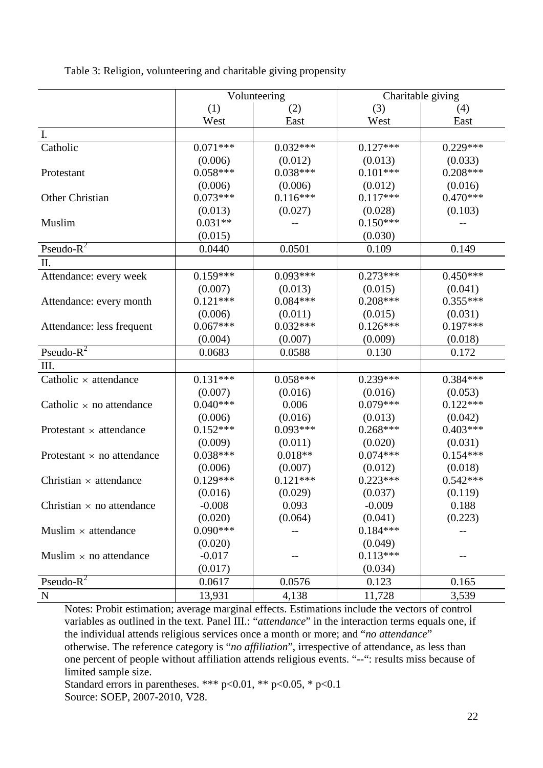Table 3: Religion, volunteering and charitable giving propensity

| | Volunteering | | Charitable giving | |
|---|---|---|---|---|
| | (1) | (2) | (3) | (4) |
| | West | East | West | East |
| I. | | | | |
| Catholic | 0.071*** | 0.032*** | 0.127*** | 0.229*** |
| | (0.006) | (0.012) | (0.013) | (0.033) |
| Protestant | 0.058*** | 0.038*** | 0.101*** | 0.208*** |
| | (0.006) | (0.006) | (0.012) | (0.016) |
| Other Christian | 0.073*** | 0.116*** | 0.117*** | 0.470*** |
| | (0.013) | (0.027) | (0.028) | (0.103) |
| Muslim | 0.031** | -- | 0.150*** | -- |
| | (0.015) | | (0.030) | |
| Pseudo-$R^2$ | 0.0440 | 0.0501 | 0.109 | 0.149 |
| II. | | | | |
| Attendance: every week | 0.159*** | 0.093*** | 0.273*** | 0.450*** |
| | (0.007) | (0.013) | (0.015) | (0.041) |
| Attendance: every month | 0.121*** | 0.084*** | 0.208*** | 0.355*** |
| | (0.006) | (0.011) | (0.015) | (0.031) |
| Attendance: less frequent | 0.067*** | 0.032*** | 0.126*** | 0.197*** |
| | (0.004) | (0.007) | (0.009) | (0.018) |
| Pseudo-$R^2$ | 0.0683 | 0.0588 | 0.130 | 0.172 |
| III. | | | | |
| Catholic × attendance | 0.131*** | 0.058*** | 0.239*** | 0.384*** |
| | (0.007) | (0.016) | (0.016) | (0.053) |
| Catholic × no attendance | 0.040*** | 0.006 | 0.079*** | 0.122*** |
| | (0.006) | (0.016) | (0.013) | (0.042) |
| Protestant × attendance | 0.152*** | 0.093*** | 0.268*** | 0.403*** |
| | (0.009) | (0.011) | (0.020) | (0.031) |
| Protestant × no attendance | 0.038*** | 0.018** | 0.074*** | 0.154*** |
| | (0.006) | (0.007) | (0.012) | (0.018) |
| Christian × attendance | 0.129*** | 0.121*** | 0.223*** | 0.542*** |
| | (0.016) | (0.029) | (0.037) | (0.119) |
| Christian × no attendance | -0.008 | 0.093 | -0.009 | 0.188 |
| | (0.020) | (0.064) | (0.041) | (0.223) |
| Muslim × attendance | 0.090*** | -- | 0.184*** | -- |
| | (0.020) | | (0.049) | |
| Muslim × no attendance | -0.017 | -- | 0.113*** | -- |
| | (0.017) | | (0.034) | |
| Pseudo-$R^2$ | 0.0617 | 0.0576 | 0.123 | 0.165 |
| N | 13,931 | 4,138 | 11,728 | 3,539 |

Notes: Probit estimation; average marginal effects. Estimations include the vectors of control variables as outlined in the text. Panel III.: "*attendance*" in the interaction terms equals one, if the individual attends religious services once a month or more; and "*no attendance*" otherwise. The reference category is "*no affiliation*", irrespective of attendance, as less than one percent of people without affiliation attends religious events. "--": results miss because of limited sample size.

Standard errors in parentheses. *** p<0.01, ** p<0.05, * p<0.1

Source: SOEP, 2007-2010, V28.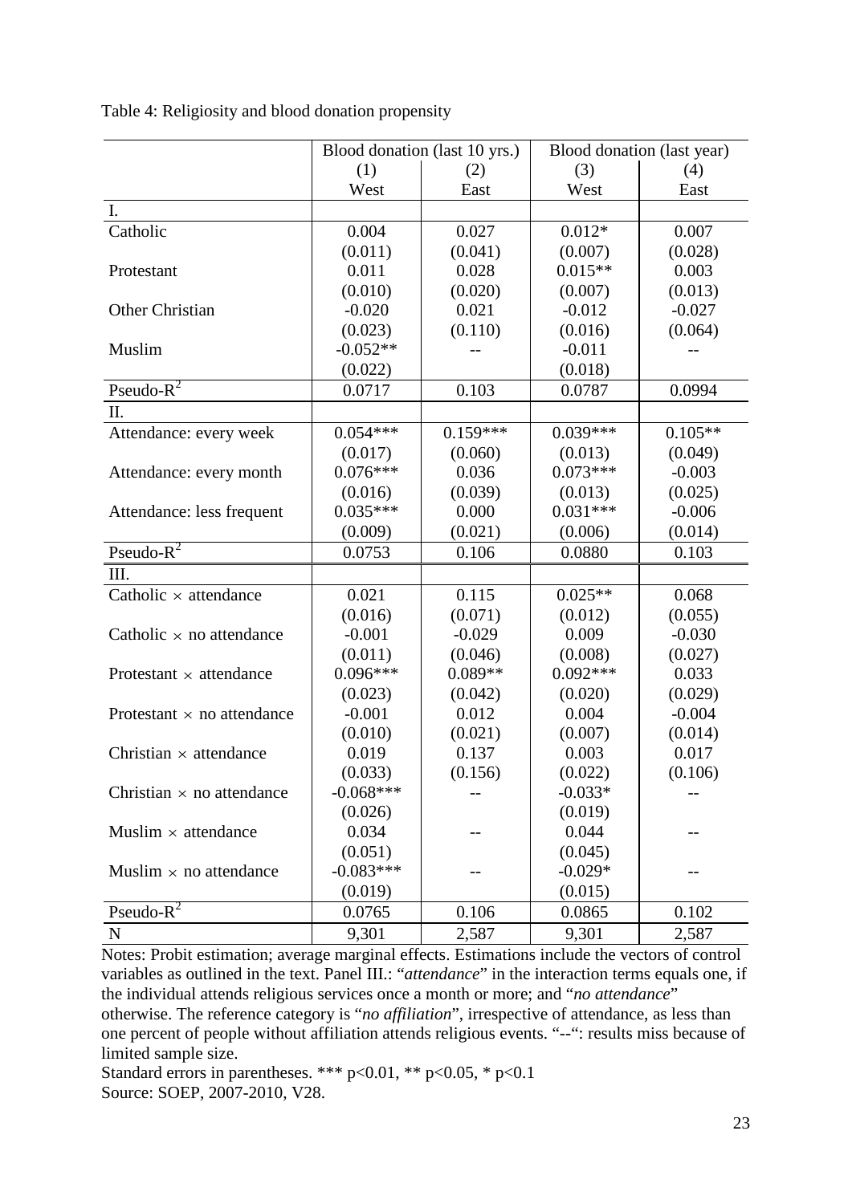Table 4: Religiosity and blood donation propensity

| | Blood donation (last 10 yrs.) | | Blood donation (last year) | |
|---|---|---|---|---|
| | (1) | (2) | (3) | (4) |
| | West | East | West | East |
| I. | | | | |
| Catholic | 0.004 | 0.027 | 0.012* | 0.007 |
| | (0.011) | (0.041) | (0.007) | (0.028) |
| Protestant | 0.011 | 0.028 | 0.015** | 0.003 |
| | (0.010) | (0.020) | (0.007) | (0.013) |
| Other Christian | -0.020 | 0.021 | -0.012 | -0.027 |
| | (0.023) | (0.110) | (0.016) | (0.064) |
| Muslim | -0.052** | -- | -0.011 | -- |
| | (0.022) | | (0.018) | |
| Pseudo-$R^2$ | 0.0717 | 0.103 | 0.0787 | 0.0994 |
| II. | | | | |
| Attendance: every week | 0.054*** | 0.159*** | 0.039*** | 0.105** |
| | (0.017) | (0.060) | (0.013) | (0.049) |
| Attendance: every month | 0.076*** | 0.036 | 0.073*** | -0.003 |
| | (0.016) | (0.039) | (0.013) | (0.025) |
| Attendance: less frequent | 0.035*** | 0.000 | 0.031*** | -0.006 |
| | (0.009) | (0.021) | (0.006) | (0.014) |
| Pseudo-$R^2$ | 0.0753 | 0.106 | 0.0880 | 0.103 |
| III. | | | | |
| Catholic × attendance | 0.021 | 0.115 | 0.025** | 0.068 |
| | (0.016) | (0.071) | (0.012) | (0.055) |
| Catholic × no attendance | -0.001 | -0.029 | 0.009 | -0.030 |
| | (0.011) | (0.046) | (0.008) | (0.027) |
| Protestant × attendance | 0.096*** | 0.089** | 0.092*** | 0.033 |
| | (0.023) | (0.042) | (0.020) | (0.029) |
| Protestant × no attendance | -0.001 | 0.012 | 0.004 | -0.004 |
| | (0.010) | (0.021) | (0.007) | (0.014) |
| Christian × attendance | 0.019 | 0.137 | 0.003 | 0.017 |
| | (0.033) | (0.156) | (0.022) | (0.106) |
| Christian × no attendance | -0.068*** | -- | -0.033* | -- |
| | (0.026) | | (0.019) | |
| Muslim × attendance | 0.034 | -- | 0.044 | -- |
| | (0.051) | | (0.045) | |
| Muslim × no attendance | -0.083*** | -- | -0.029* | -- |
| | (0.019) | | (0.015) | |
| Pseudo-$R^2$ | 0.0765 | 0.106 | 0.0865 | 0.102 |
| N | 9,301 | 2,587 | 9,301 | 2,587 |

Notes: Probit estimation; average marginal effects. Estimations include the vectors of control variables as outlined in the text. Panel III.: "*attendance*" in the interaction terms equals one, if the individual attends religious services once a month or more; and "*no attendance*" otherwise. The reference category is "*no affiliation*", irrespective of attendance, as less than one percent of people without affiliation attends religious events. "--": results miss because of limited sample size.

Standard errors in parentheses. *** p<0.01, ** p<0.05, * p<0.1

Source: SOEP, 2007-2010, V28.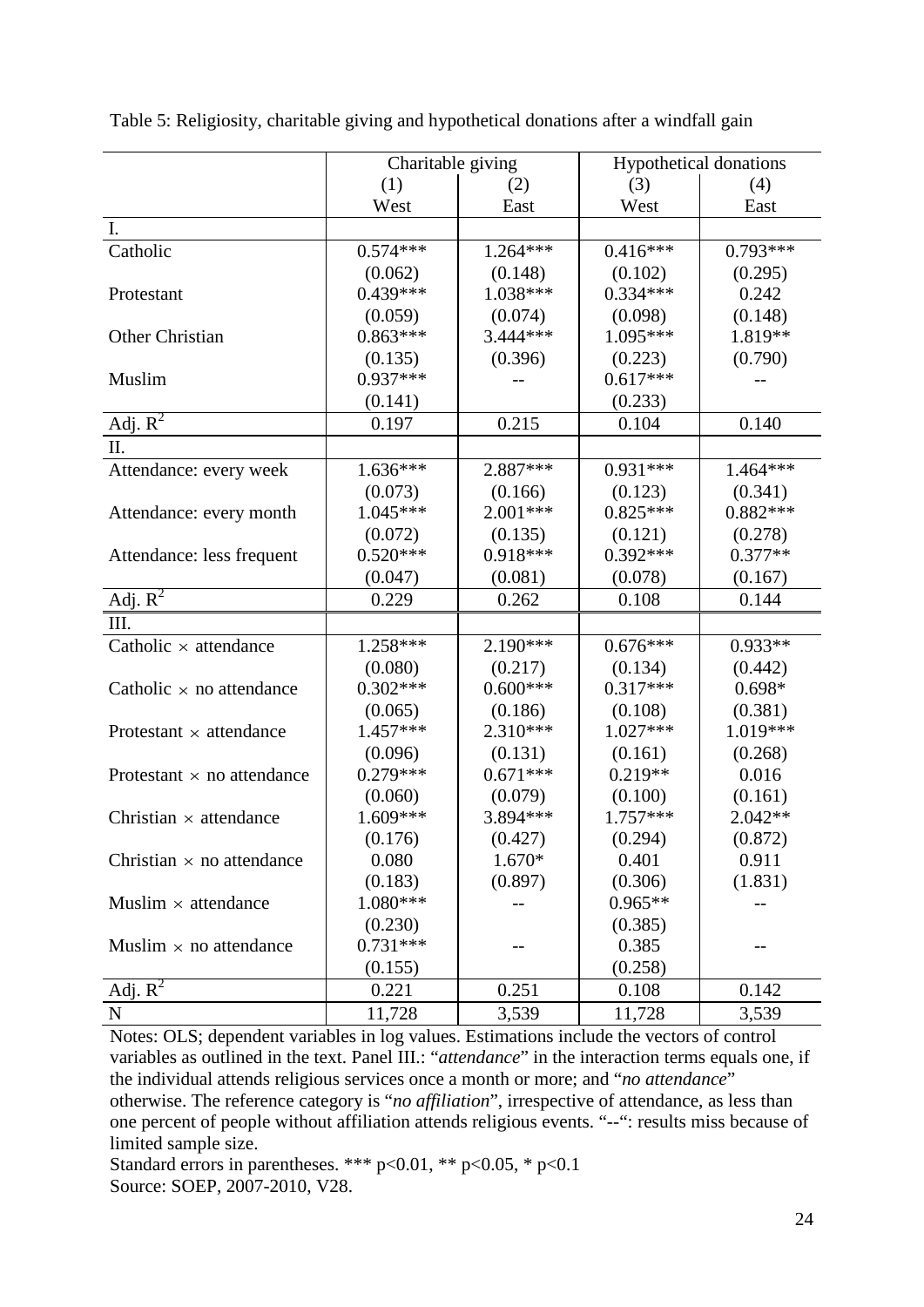Table 5: Religiosity, charitable giving and hypothetical donations after a windfall gain

| | Charitable giving | | Hypothetical donations | |
|---|---|---|---|---|
| | (1) | (2) | (3) | (4) |
| | West | East | West | East |
| I. | | | | |
| Catholic | 0.574*** | 1.264*** | 0.416*** | 0.793*** |
| | (0.062) | (0.148) | (0.102) | (0.295) |
| Protestant | 0.439*** | 1.038*** | 0.334*** | 0.242 |
| | (0.059) | (0.074) | (0.098) | (0.148) |
| Other Christian | 0.863*** | 3.444*** | 1.095*** | 1.819** |
| | (0.135) | (0.396) | (0.223) | (0.790) |
| Muslim | 0.937*** | -- | 0.617*** | -- |
| | (0.141) | | (0.233) | |
| Adj. $R^2$ | 0.197 | 0.215 | 0.104 | 0.140 |
| II. | | | | |
| Attendance: every week | 1.636*** | 2.887*** | 0.931*** | 1.464*** |
| | (0.073) | (0.166) | (0.123) | (0.341) |
| Attendance: every month | 1.045*** | 2.001*** | 0.825*** | 0.882*** |
| | (0.072) | (0.135) | (0.121) | (0.278) |
| Attendance: less frequent | 0.520*** | 0.918*** | 0.392*** | 0.377** |
| | (0.047) | (0.081) | (0.078) | (0.167) |
| Adj. $R^2$ | 0.229 | 0.262 | 0.108 | 0.144 |
| III. | | | | |
| Catholic × attendance | 1.258*** | 2.190*** | 0.676*** | 0.933** |
| | (0.080) | (0.217) | (0.134) | (0.442) |
| Catholic × no attendance | 0.302*** | 0.600*** | 0.317*** | 0.698* |
| | (0.065) | (0.186) | (0.108) | (0.381) |
| Protestant × attendance | 1.457*** | 2.310*** | 1.027*** | 1.019*** |
| | (0.096) | (0.131) | (0.161) | (0.268) |
| Protestant × no attendance | 0.279*** | 0.671*** | 0.219** | 0.016 |
| | (0.060) | (0.079) | (0.100) | (0.161) |
| Christian × attendance | 1.609*** | 3.894*** | 1.757*** | 2.042** |
| | (0.176) | (0.427) | (0.294) | (0.872) |
| Christian × no attendance | 0.080 | 1.670* | 0.401 | 0.911 |
| | (0.183) | (0.897) | (0.306) | (1.831) |
| Muslim × attendance | 1.080*** | -- | 0.965** | -- |
| | (0.230) | | (0.385) | |
| Muslim × no attendance | 0.731*** | -- | 0.385 | -- |
| | (0.155) | | (0.258) | |
| Adj. $R^2$ | 0.221 | 0.251 | 0.108 | 0.142 |
| N | 11,728 | 3,539 | 11,728 | 3,539 |

Notes: OLS; dependent variables in log values. Estimations include the vectors of control variables as outlined in the text. Panel III.: "*attendance*" in the interaction terms equals one, if the individual attends religious services once a month or more; and "*no attendance*" otherwise. The reference category is "*no affiliation*", irrespective of attendance, as less than one percent of people without affiliation attends religious events. "--": results miss because of limited sample size.

Standard errors in parentheses. *** p<0.01, ** p<0.05, * p<0.1

Source: SOEP, 2007-2010, V28.